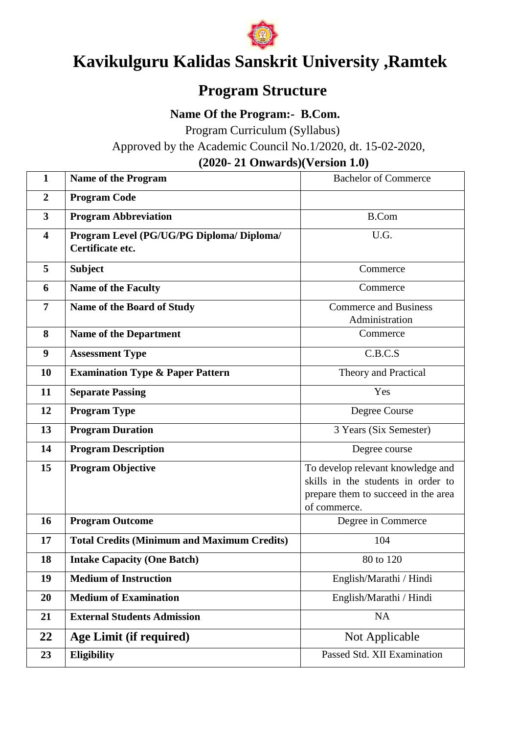# Kavikulguru Kalidas Sanskrit University ,Ramtek

## Program Structure

**Name Of the Program:- B.Com.**

Program Curriculum (Syllabus)

Approved by the Academic Council No.1/2020, dt. 15-02-2020,

**(2020- 21 Onwards)(Version 1.0)**

| | | |
|---|---|---|
| **1** | **Name of the Program** | Bachelor of Commerce |
| **2** | **Program Code** | |
| **3** | **Program Abbreviation** | B.Com |
| **4** | **Program Level (PG/UG/PG Diploma/ Diploma/ Certificate etc.** | U.G. |
| **5** | **Subject** | Commerce |
| **6** | **Name of the Faculty** | Commerce |
| **7** | **Name of the Board of Study** | Commerce and Business Administration |
| **8** | **Name of the Department** | Commerce |
| **9** | **Assessment Type** | C.B.C.S |
| **10** | **Examination Type & Paper Pattern** | Theory and Practical |
| **11** | **Separate Passing** | Yes |
| **12** | **Program Type** | Degree Course |
| **13** | **Program Duration** | 3 Years (Six Semester) |
| **14** | **Program Description** | Degree course |
| **15** | **Program Objective** | To develop relevant knowledge and skills in the students in order to prepare them to succeed in the area of commerce. |
| **16** | **Program Outcome** | Degree in Commerce |
| **17** | **Total Credits (Minimum and Maximum Credits)** | 104 |
| **18** | **Intake Capacity (One Batch)** | 80 to 120 |
| **19** | **Medium of Instruction** | English/Marathi / Hindi |
| **20** | **Medium of Examination** | English/Marathi / Hindi |
| **21** | **External Students Admission** | NA |
| **22** | **Age Limit (if required)** | Not Applicable |
| **23** | **Eligibility** | Passed Std. XII Examination |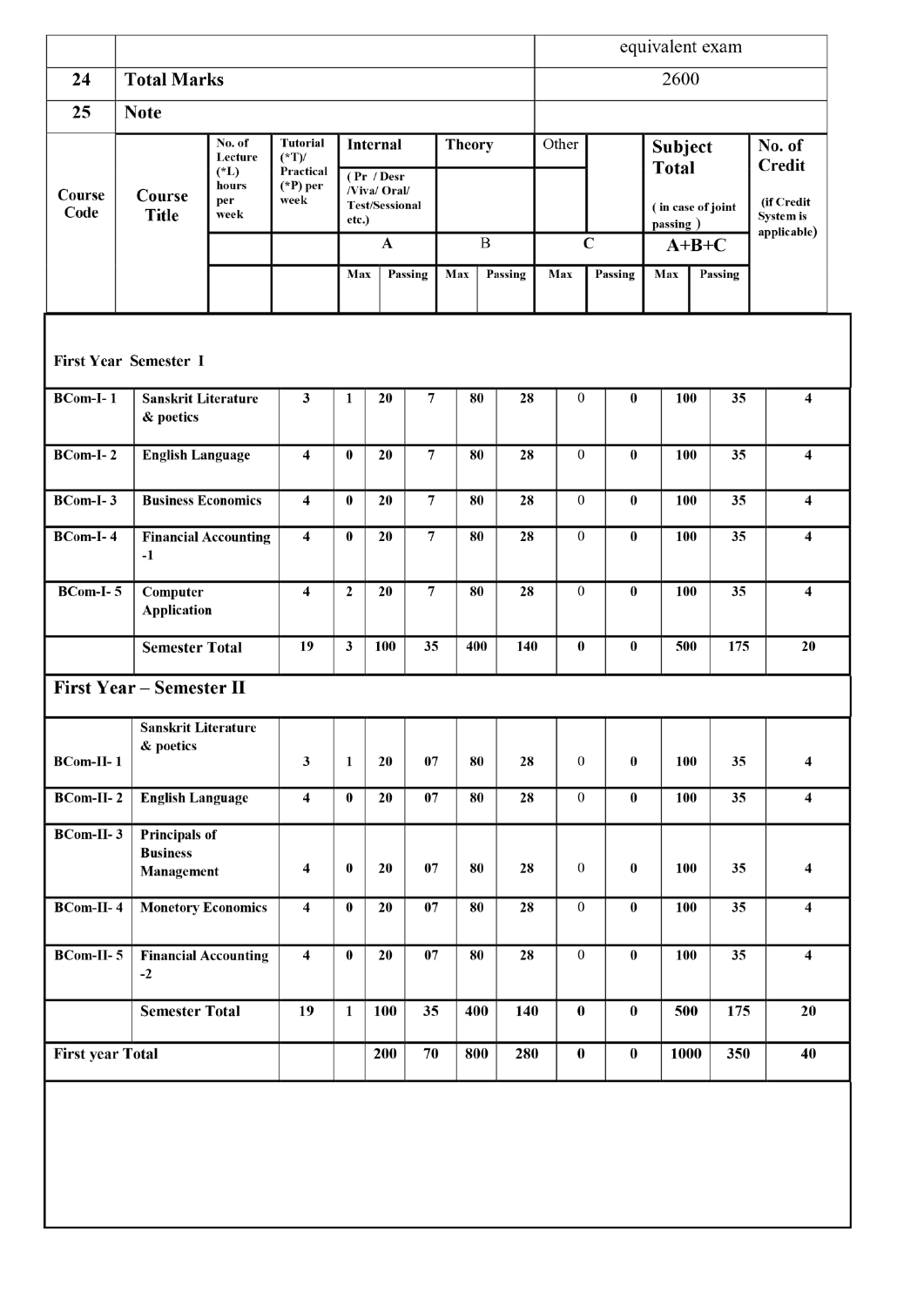| | | equivalent exam |
|---|---|---|
| 24 | **Total Marks** | 2600 |
| 25 | **Note** | |

| Course Code | Course Title | No. of Lecture (*L) hours per week | Tutorial (*T)/ Practical (*P) per week | Internal (Pr / Desr /Viva/ Oral/ Test/Sessional etc.) A | | Theory B | | Other C | | Subject Total (in case of joint passing) A+B+C | | No. of Credit (if Credit System is applicable) |
|---|---|---|---|---|---|---|---|---|---|---|---|---|
| | | | | Max | Passing | Max | Passing | Max | Passing | Max | Passing | |
| **First Year Semester I** | | | | | | | | | | | | |
| **BCom-I- 1** | **Sanskrit Literature & poetics** | 3 | 1 | 20 | 7 | 80 | 28 | 0 | 0 | 100 | 35 | 4 |
| **BCom-I- 2** | **English Language** | 4 | 0 | 20 | 7 | 80 | 28 | 0 | 0 | 100 | 35 | 4 |
| **BCom-I- 3** | **Business Economics** | 4 | 0 | 20 | 7 | 80 | 28 | 0 | 0 | 100 | 35 | 4 |
| **BCom-I- 4** | **Financial Accounting -1** | 4 | 0 | 20 | 7 | 80 | 28 | 0 | 0 | 100 | 35 | 4 |
| **BCom-I- 5** | **Computer Application** | 4 | 2 | 20 | 7 | 80 | 28 | 0 | 0 | 100 | 35 | 4 |
| | **Semester Total** | 19 | 3 | 100 | 35 | 400 | 140 | 0 | 0 | 500 | 175 | 20 |
| **First Year – Semester II** | | | | | | | | | | | | |
| **BCom-II- 1** | **Sanskrit Literature & poetics** | 3 | 1 | 20 | 07 | 80 | 28 | 0 | 0 | 100 | 35 | 4 |
| **BCom-II- 2** | **English Language** | 4 | 0 | 20 | 07 | 80 | 28 | 0 | 0 | 100 | 35 | 4 |
| **BCom-II- 3** | **Principals of Business Management** | 4 | 0 | 20 | 07 | 80 | 28 | 0 | 0 | 100 | 35 | 4 |
| **BCom-II- 4** | **Monetory Economics** | 4 | 0 | 20 | 07 | 80 | 28 | 0 | 0 | 100 | 35 | 4 |
| **BCom-II- 5** | **Financial Accounting -2** | 4 | 0 | 20 | 07 | 80 | 28 | 0 | 0 | 100 | 35 | 4 |
| | **Semester Total** | 19 | 1 | 100 | 35 | 400 | 140 | 0 | 0 | 500 | 175 | 20 |
| **First year Total** | | | | 200 | 70 | 800 | 280 | 0 | 0 | 1000 | 350 | 40 |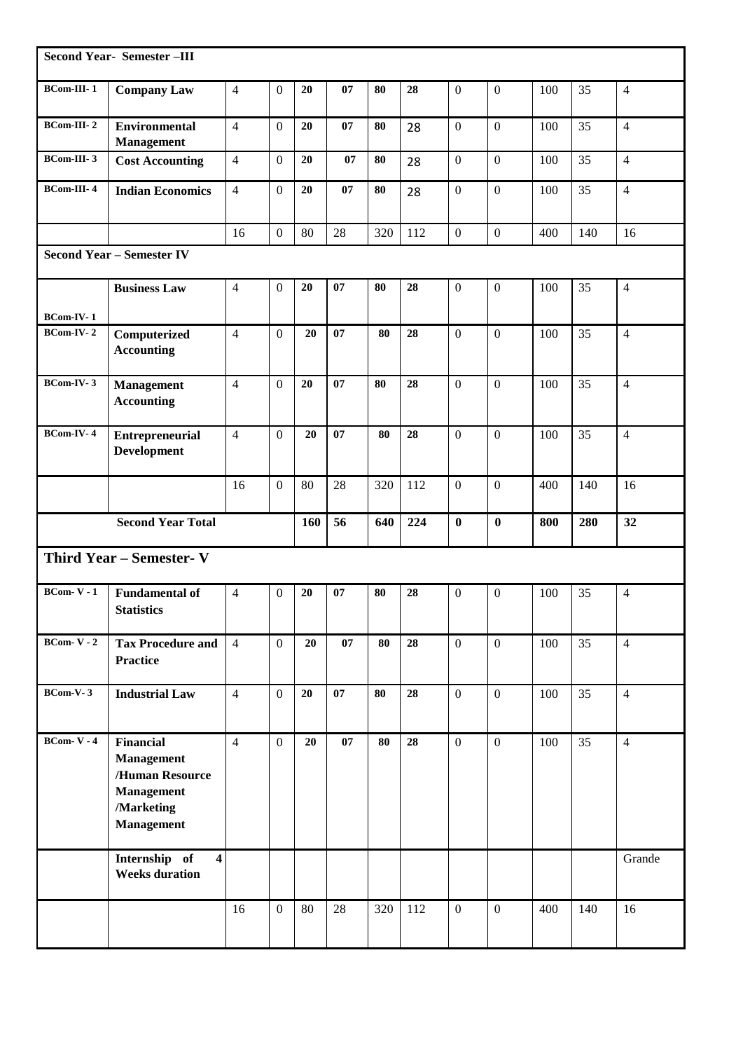| | | | | | | | | | | | | |
|---|---|---|---|---|---|---|---|---|---|---|---|---|
| **Second Year- Semester –III** | | | | | | | | | | | | |
| **BCom-III- 1** | **Company Law** | 4 | 0 | **20** | **07** | **80** | **28** | 0 | 0 | 100 | 35 | 4 |
| **BCom-III- 2** | **Environmental Management** | 4 | 0 | **20** | **07** | **80** | 28 | 0 | 0 | 100 | 35 | 4 |
| **BCom-III- 3** | **Cost Accounting** | 4 | 0 | **20** | **07** | **80** | 28 | 0 | 0 | 100 | 35 | 4 |
| **BCom-III- 4** | **Indian Economics** | 4 | 0 | **20** | **07** | **80** | 28 | 0 | 0 | 100 | 35 | 4 |
| | | 16 | 0 | 80 | 28 | 320 | 112 | 0 | 0 | 400 | 140 | 16 |
| **Second Year – Semester IV** | | | | | | | | | | | | |
| **BCom-IV- 1** | **Business Law** | 4 | 0 | **20** | **07** | **80** | **28** | 0 | 0 | 100 | 35 | 4 |
| **BCom-IV- 2** | **Computerized Accounting** | 4 | 0 | **20** | **07** | **80** | **28** | 0 | 0 | 100 | 35 | 4 |
| **BCom-IV- 3** | **Management Accounting** | 4 | 0 | **20** | **07** | **80** | **28** | 0 | 0 | 100 | 35 | 4 |
| **BCom-IV- 4** | **Entrepreneurial Development** | 4 | 0 | **20** | **07** | **80** | **28** | 0 | 0 | 100 | 35 | 4 |
| | | 16 | 0 | 80 | 28 | 320 | 112 | 0 | 0 | 400 | 140 | 16 |
| | **Second Year Total** | | | **160** | **56** | **640** | **224** | **0** | **0** | **800** | **280** | **32** |
| **Third Year – Semester- V** | | | | | | | | | | | | |
| **BCom- V - 1** | **Fundamental of Statistics** | 4 | 0 | **20** | **07** | **80** | **28** | 0 | 0 | 100 | 35 | 4 |
| **BCom- V - 2** | **Tax Procedure and Practice** | 4 | 0 | **20** | **07** | **80** | **28** | 0 | 0 | 100 | 35 | 4 |
| **BCom-V- 3** | **Industrial Law** | 4 | 0 | **20** | **07** | **80** | **28** | 0 | 0 | 100 | 35 | 4 |
| **BCom- V - 4** | **Financial Management /Human Resource Management /Marketing Management** | 4 | 0 | **20** | **07** | **80** | **28** | 0 | 0 | 100 | 35 | 4 |
| | **Internship of 4 Weeks duration** | | | | | | | | | | | Grande |
| | | 16 | 0 | 80 | 28 | 320 | 112 | 0 | 0 | 400 | 140 | 16 |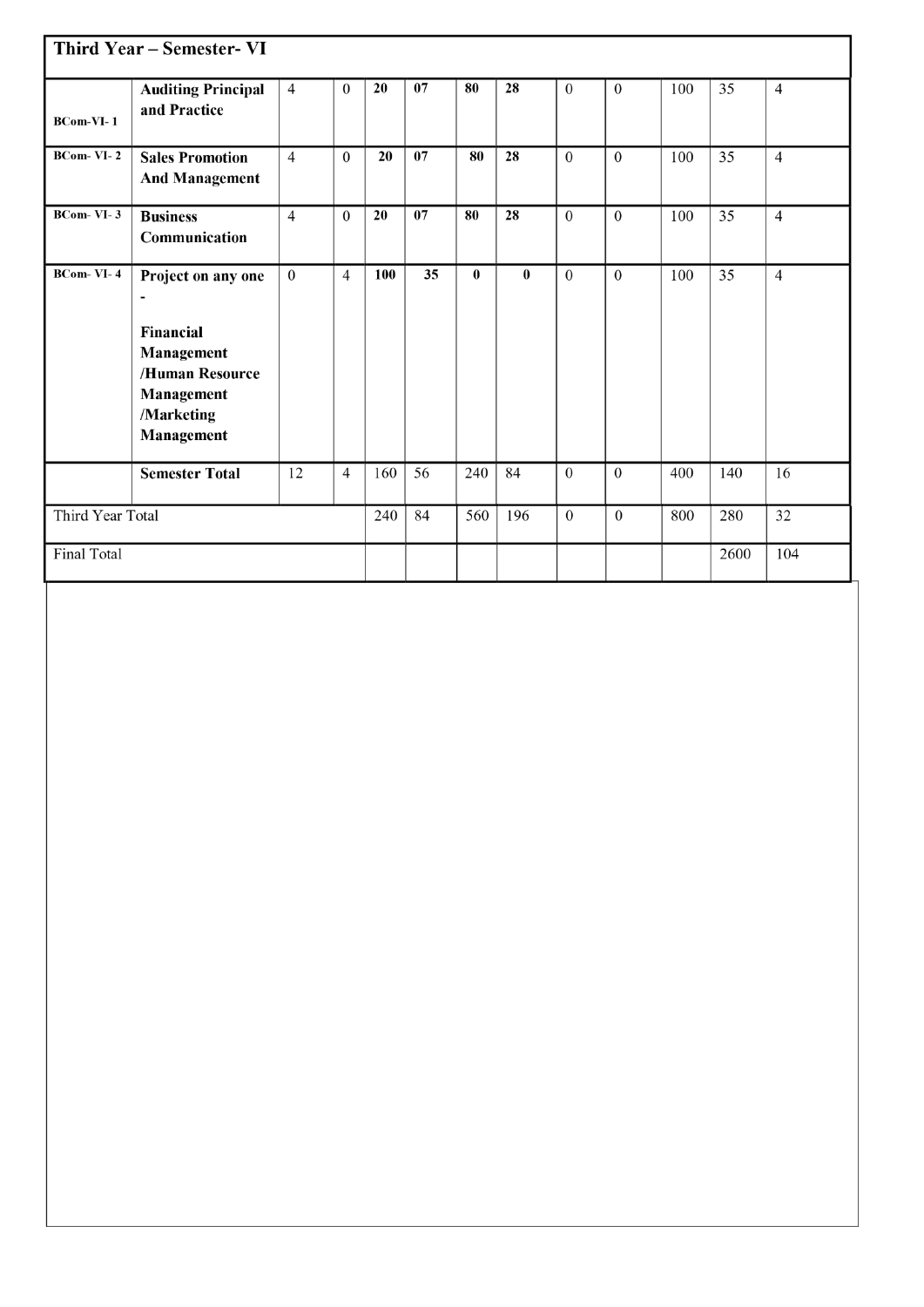| Third Year – Semester- VI | | | | | | | | | | | | |
|---|---|---|---|---|---|---|---|---|---|---|---|---|
| BCom-VI- 1 | **Auditing Principal and Practice** | 4 | 0 | **20** | **07** | **80** | **28** | 0 | 0 | 100 | 35 | 4 |
| **BCom- VI- 2** | **Sales Promotion And Management** | 4 | 0 | **20** | **07** | **80** | **28** | 0 | 0 | 100 | 35 | 4 |
| **BCom- VI- 3** | **Business Communication** | 4 | 0 | **20** | **07** | **80** | **28** | 0 | 0 | 100 | 35 | 4 |
| **BCom- VI- 4** | **Project on any one - Financial Management /Human Resource Management /Marketing Management** | 0 | 4 | **100** | **35** | **0** | **0** | 0 | 0 | 100 | 35 | 4 |
| | **Semester Total** | 12 | 4 | 160 | 56 | 240 | 84 | 0 | 0 | 400 | 140 | 16 |
| Third Year Total | | | | 240 | 84 | 560 | 196 | 0 | 0 | 800 | 280 | 32 |
| Final Total | | | | | | | | | | | 2600 | 104 |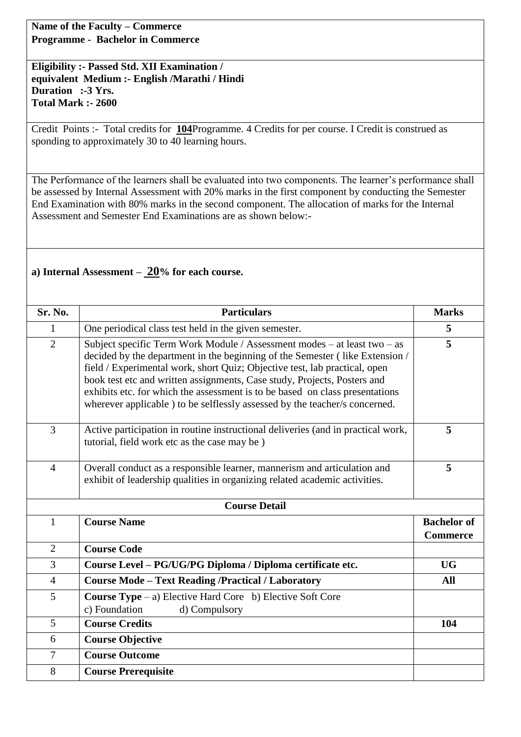**Name of the Faculty – Commerce**
**Programme - Bachelor in Commerce**

**Eligibility :- Passed Std. XII Examination / equivalent Medium :- English /Marathi / Hindi**
**Duration :-3 Yrs.**
**Total Mark :- 2600**

Credit Points :- Total credits for **104**Programme. 4 Credits for per course. I Credit is construed as sponding to approximately 30 to 40 learning hours.

The Performance of the learners shall be evaluated into two components. The learner's performance shall be assessed by Internal Assessment with 20% marks in the first component by conducting the Semester End Examination with 80% marks in the second component. The allocation of marks for the Internal Assessment and Semester End Examinations are as shown below:-

**a) Internal Assessment – 20% for each course.**

| Sr. No. | Particulars | Marks |
|---|---|---|
| 1 | One periodical class test held in the given semester. | **5** |
| 2 | Subject specific Term Work Module / Assessment modes – at least two – as decided by the department in the beginning of the Semester ( like Extension / field / Experimental work, short Quiz; Objective test, lab practical, open book test etc and written assignments, Case study, Projects, Posters and exhibits etc. for which the assessment is to be based on class presentations wherever applicable ) to be selflessly assessed by the teacher/s concerned. | **5** |
| 3 | Active participation in routine instructional deliveries (and in practical work, tutorial, field work etc as the case may be ) | **5** |
| 4 | Overall conduct as a responsible learner, mannerism and articulation and exhibit of leadership qualities in organizing related academic activities. | **5** |
| | **Course Detail** | |
| 1 | **Course Name** | **Bachelor of Commerce** |
| 2 | **Course Code** | |
| 3 | **Course Level – PG/UG/PG Diploma / Diploma certificate etc.** | **UG** |
| 4 | **Course Mode – Text Reading /Practical / Laboratory** | **All** |
| 5 | **Course Type** – a) Elective Hard Core b) Elective Soft Core c) Foundation d) Compulsory | |
| 5 | **Course Credits** | **104** |
| 6 | **Course Objective** | |
| 7 | **Course Outcome** | |
| 8 | **Course Prerequisite** | |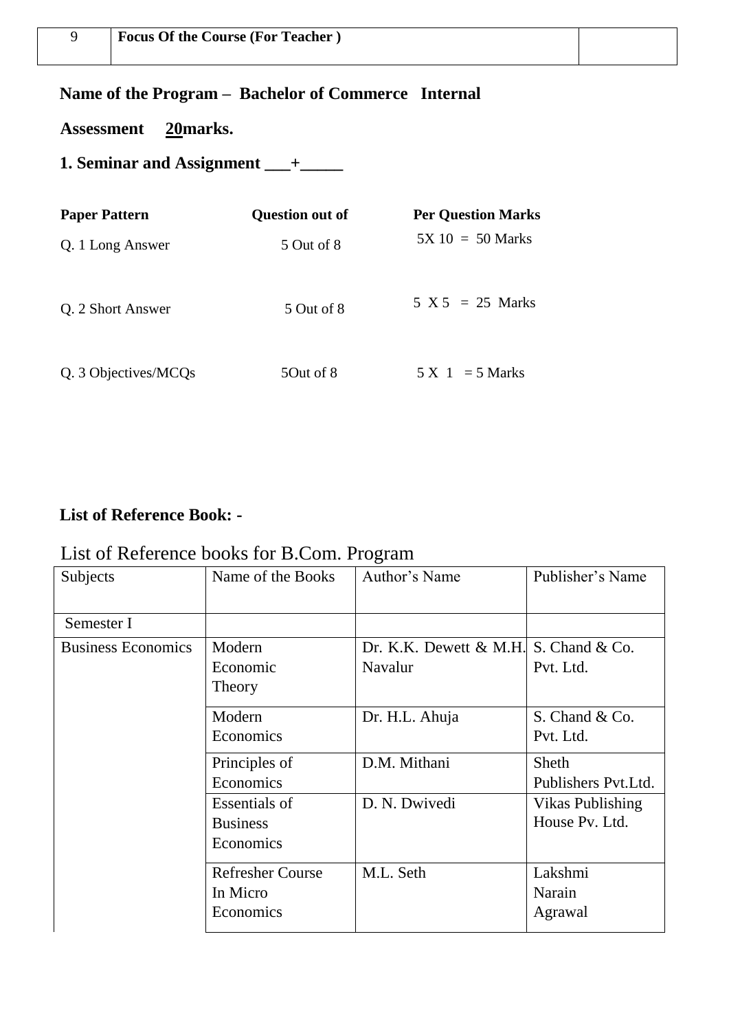| 9 | **Focus Of the Course (For Teacher )** | |
|---|---|---|

**Name of the Program – Bachelor of Commerce Internal**

**Assessment 20marks.**

**1. Seminar and Assignment ___+_____**

| **Paper Pattern** | **Question out of** | **Per Question Marks** |
|---|---|---|
| Q. 1 Long Answer | 5 Out of 8 | 5X 10 = 50 Marks |
| Q. 2 Short Answer | 5 Out of 8 | 5 X 5 = 25 Marks |
| Q. 3 Objectives/MCQs | 5Out of 8 | 5 X 1 = 5 Marks |

**List of Reference Book: -**

List of Reference books for B.Com. Program

| Subjects | Name of the Books | Author's Name | Publisher's Name |
|---|---|---|---|
| Semester I | | | |
| Business Economics | Modern Economic Theory | Dr. K.K. Dewett & M.H. Navalur | S. Chand & Co. Pvt. Ltd. |
| | Modern Economics | Dr. H.L. Ahuja | S. Chand & Co. Pvt. Ltd. |
| | Principles of Economics | D.M. Mithani | Sheth Publishers Pvt.Ltd. |
| | Essentials of Business Economics | D. N. Dwivedi | Vikas Publishing House Pv. Ltd. |
| | Refresher Course In Micro Economics | M.L. Seth | Lakshmi Narain Agrawal |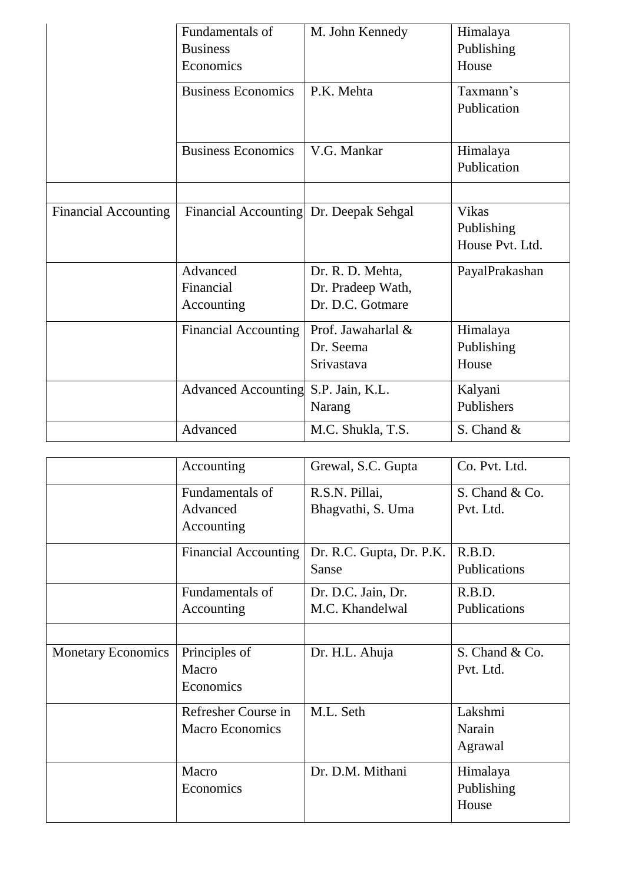| | | | |
|---|---|---|---|
| | Fundamentals of Business Economics | M. John Kennedy | Himalaya Publishing House |
| | Business Economics | P.K. Mehta | Taxmann's Publication |
| | Business Economics | V.G. Mankar | Himalaya Publication |
| | | | |
| Financial Accounting | Financial Accounting | Dr. Deepak Sehgal | Vikas Publishing House Pvt. Ltd. |
| | Advanced Financial Accounting | Dr. R. D. Mehta, Dr. Pradeep Wath, Dr. D.C. Gotmare | PayalPrakashan |
| | Financial Accounting | Prof. Jawaharlal & Dr. Seema Srivastava | Himalaya Publishing House |
| | Advanced Accounting | S.P. Jain, K.L. Narang | Kalyani Publishers |
| | Advanced Accounting | M.C. Shukla, T.S. Grewal, S.C. Gupta | S. Chand & Co. Pvt. Ltd. |
| | Fundamentals of Advanced Accounting | R.S.N. Pillai, Bhagvathi, S. Uma | S. Chand & Co. Pvt. Ltd. |
| | Financial Accounting | Dr. R.C. Gupta, Dr. P.K. Sanse | R.B.D. Publications |
| | Fundamentals of Accounting | Dr. D.C. Jain, Dr. M.C. Khandelwal | R.B.D. Publications |
| | | | |
| Monetary Economics | Principles of Macro Economics | Dr. H.L. Ahuja | S. Chand & Co. Pvt. Ltd. |
| | Refresher Course in Macro Economics | M.L. Seth | Lakshmi Narain Agrawal |
| | Macro Economics | Dr. D.M. Mithani | Himalaya Publishing House |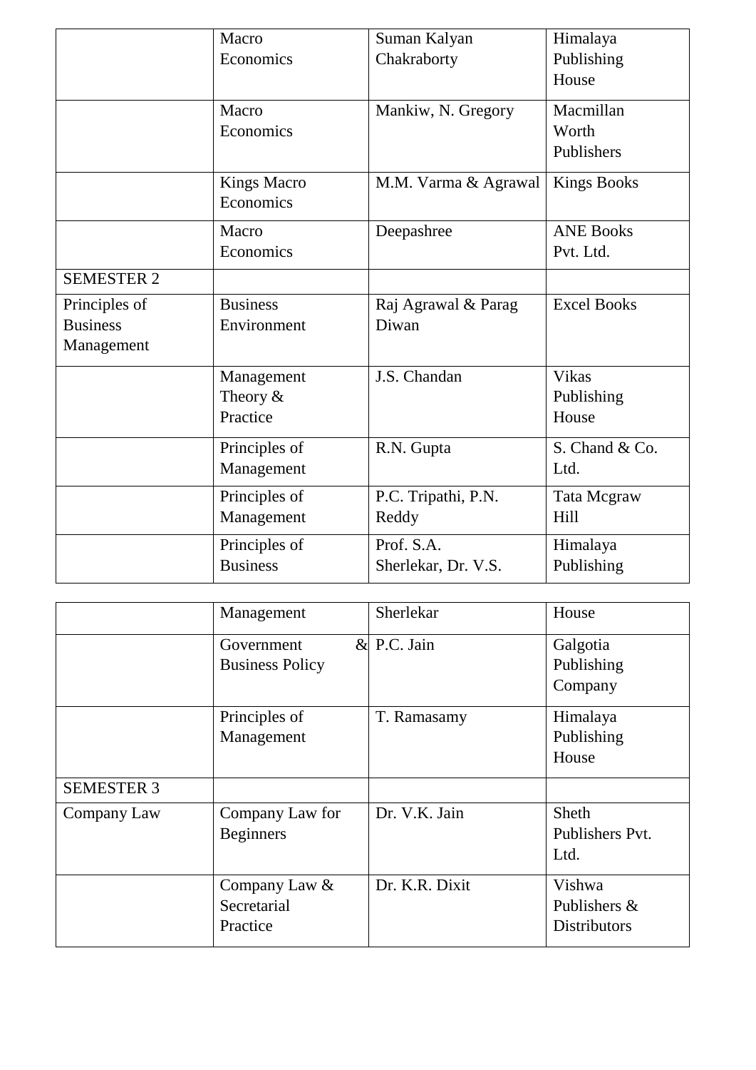| | | | |
|---|---|---|---|
| | Macro Economics | Suman Kalyan Chakraborty | Himalaya Publishing House |
| | Macro Economics | Mankiw, N. Gregory | Macmillan Worth Publishers |
| | Kings Macro Economics | M.M. Varma & Agrawal | Kings Books |
| | Macro Economics | Deepashree | ANE Books Pvt. Ltd. |
| SEMESTER 2 | | | |
| Principles of Business Management | Business Environment | Raj Agrawal & Parag Diwan | Excel Books |
| | Management Theory & Practice | J.S. Chandan | Vikas Publishing House |
| | Principles of Management | R.N. Gupta | S. Chand & Co. Ltd. |
| | Principles of Management | P.C. Tripathi, P.N. Reddy | Tata Mcgraw Hill |
| | Principles of Business Management | Prof. S.A. Sherlekar, Dr. V.S. Sherlekar | Himalaya Publishing House |
| | Government & Business Policy | P.C. Jain | Galgotia Publishing Company |
| | Principles of Management | T. Ramasamy | Himalaya Publishing House |
| SEMESTER 3 | | | |
| Company Law | Company Law for Beginners | Dr. V.K. Jain | Sheth Publishers Pvt. Ltd. |
| | Company Law & Secretarial Practice | Dr. K.R. Dixit | Vishwa Publishers & Distributors |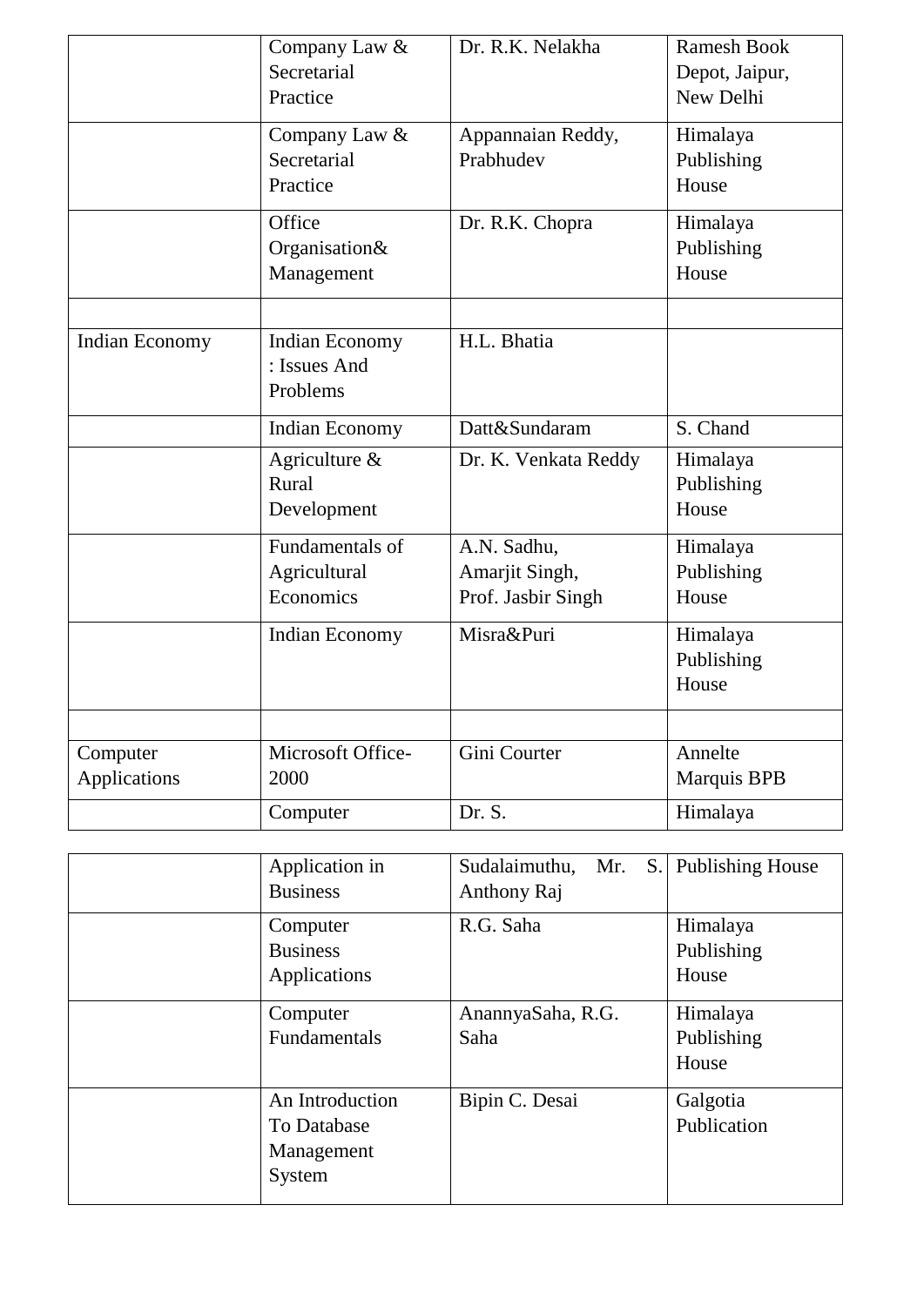| | | | |
|---|---|---|---|
| | Company Law & Secretarial Practice | Dr. R.K. Nelakha | Ramesh Book Depot, Jaipur, New Delhi |
| | Company Law & Secretarial Practice | Appannaian Reddy, Prabhudev | Himalaya Publishing House |
| | Office Organisation& Management | Dr. R.K. Chopra | Himalaya Publishing House |
| | | | |
| Indian Economy | Indian Economy : Issues And Problems | H.L. Bhatia | |
| | Indian Economy | Datt&Sundaram | S. Chand |
| | Agriculture & Rural Development | Dr. K. Venkata Reddy | Himalaya Publishing House |
| | Fundamentals of Agricultural Economics | A.N. Sadhu, Amarjit Singh, Prof. Jasbir Singh | Himalaya Publishing House |
| | Indian Economy | Misra&Puri | Himalaya Publishing House |
| | | | |
| Computer Applications | Microsoft Office-2000 | Gini Courter | Annelte Marquis BPB |
| | Computer Application in Business | Dr. S. Sudalaimuthu, Mr. S. Anthony Raj | Himalaya Publishing House |
| | Computer Business Applications | R.G. Saha | Himalaya Publishing House |
| | Computer Fundamentals | AnannyaSaha, R.G. Saha | Himalaya Publishing House |
| | An Introduction To Database Management System | Bipin C. Desai | Galgotia Publication |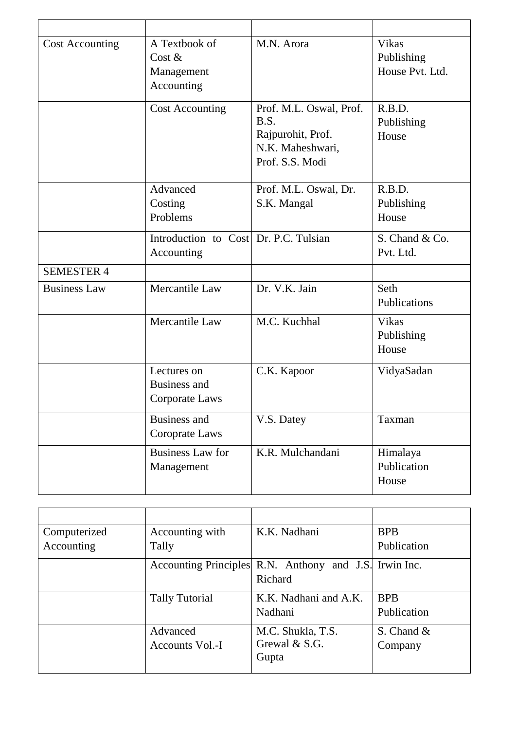| | | | |
|---|---|---|---|
| Cost Accounting | A Textbook of Cost & Management Accounting | M.N. Arora | Vikas Publishing House Pvt. Ltd. |
| | Cost Accounting | Prof. M.L. Oswal, Prof. B.S. Rajpurohit, Prof. N.K. Maheshwari, Prof. S.S. Modi | R.B.D. Publishing House |
| | Advanced Costing Problems | Prof. M.L. Oswal, Dr. S.K. Mangal | R.B.D. Publishing House |
| | Introduction to Cost Accounting | Dr. P.C. Tulsian | S. Chand & Co. Pvt. Ltd. |
| SEMESTER 4 | | | |
| Business Law | Mercantile Law | Dr. V.K. Jain | Seth Publications |
| | Mercantile Law | M.C. Kuchhal | Vikas Publishing House |
| | Lectures on Business and Corporate Laws | C.K. Kapoor | VidyaSadan |
| | Business and Coroprate Laws | V.S. Datey | Taxman |
| | Business Law for Management | K.R. Mulchandani | Himalaya Publication House |

| | | | |
|---|---|---|---|
| Computerized Accounting | Accounting with Tally | K.K. Nadhani | BPB Publication |
| | Accounting Principles | R.N. Anthony and J.S. Richard | Irwin Inc. |
| | Tally Tutorial | K.K. Nadhani and A.K. Nadhani | BPB Publication |
| | Advanced Accounts Vol.-I | M.C. Shukla, T.S. Grewal & S.G. Gupta | S. Chand & Company |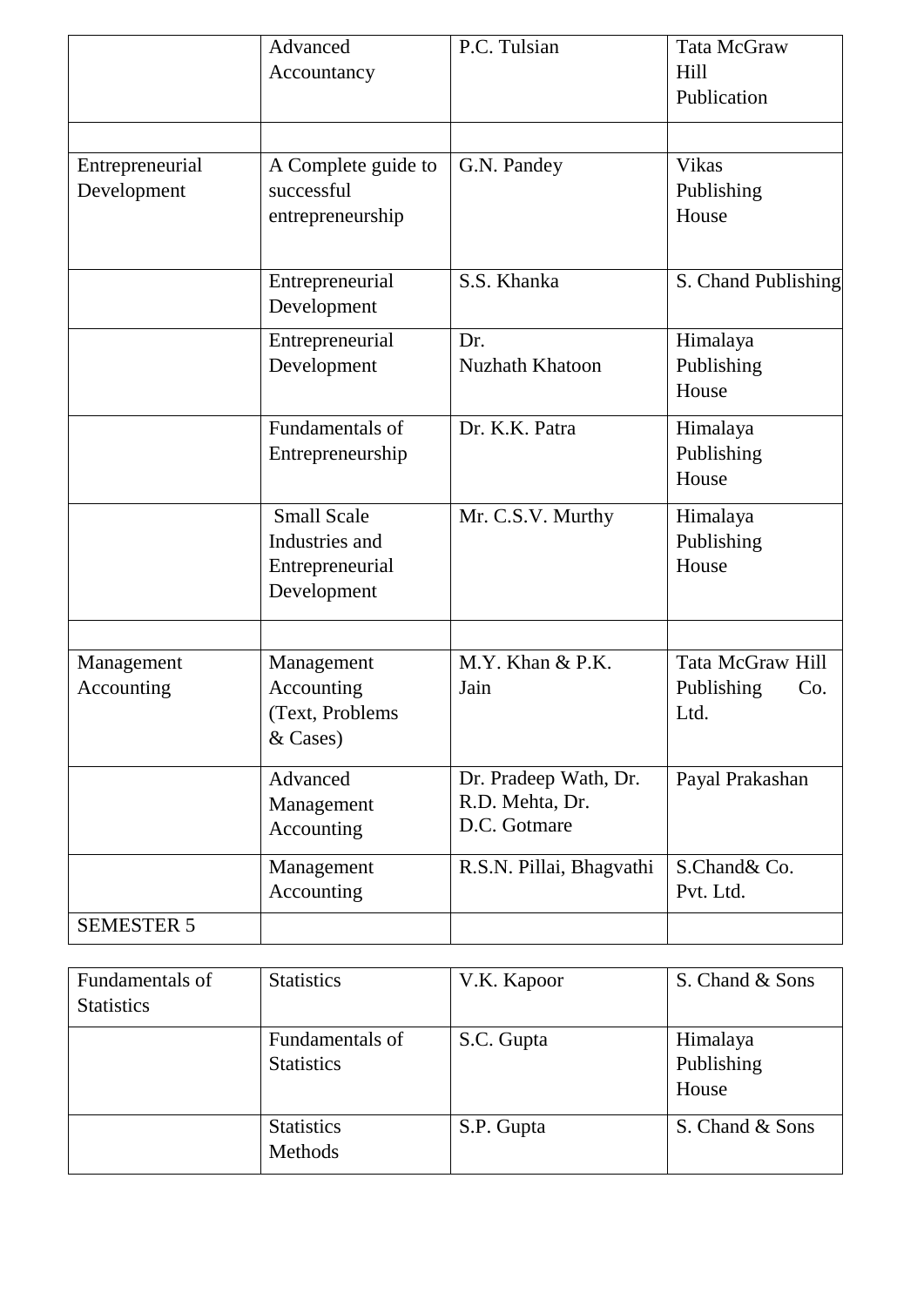| | | | |
|---|---|---|---|
| | Advanced Accountancy | P.C. Tulsian | Tata McGraw Hill Publication |
| | | | |
| Entrepreneurial Development | A Complete guide to successful entrepreneurship | G.N. Pandey | Vikas Publishing House |
| | Entrepreneurial Development | S.S. Khanka | S. Chand Publishing |
| | Entrepreneurial Development | Dr. Nuzhath Khatoon | Himalaya Publishing House |
| | Fundamentals of Entrepreneurship | Dr. K.K. Patra | Himalaya Publishing House |
| | Small Scale Industries and Entrepreneurial Development | Mr. C.S.V. Murthy | Himalaya Publishing House |
| | | | |
| Management Accounting | Management Accounting (Text, Problems & Cases) | M.Y. Khan & P.K. Jain | Tata McGraw Hill Publishing Co. Ltd. |
| | Advanced Management Accounting | Dr. Pradeep Wath, Dr. R.D. Mehta, Dr. D.C. Gotmare | Payal Prakashan |
| | Management Accounting | R.S.N. Pillai, Bhagvathi | S.Chand& Co. Pvt. Ltd. |
| SEMESTER 5 | | | |

| | | | |
|---|---|---|---|
| Fundamentals of Statistics | Statistics | V.K. Kapoor | S. Chand & Sons |
| | Fundamentals of Statistics | S.C. Gupta | Himalaya Publishing House |
| | Statistics Methods | S.P. Gupta | S. Chand & Sons |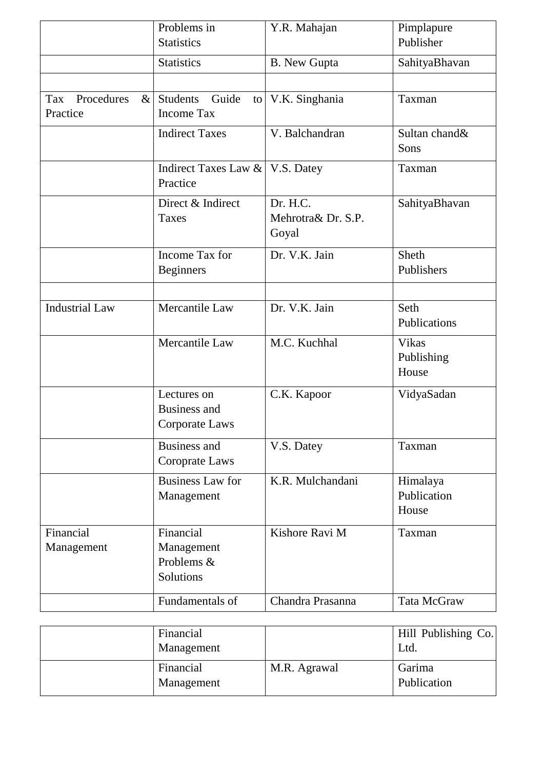| | | | |
|---|---|---|---|
| | Problems in Statistics | Y.R. Mahajan | Pimplapure Publisher |
| | Statistics | B. New Gupta | SahityaBhavan |
| | | | |
| Tax Procedures & Practice | Students Guide to Income Tax | V.K. Singhania | Taxman |
| | Indirect Taxes | V. Balchandran | Sultan chand& Sons |
| | Indirect Taxes Law & Practice | V.S. Datey | Taxman |
| | Direct & Indirect Taxes | Dr. H.C. Mehrotra& Dr. S.P. Goyal | SahityaBhavan |
| | Income Tax for Beginners | Dr. V.K. Jain | Sheth Publishers |
| | | | |
| Industrial Law | Mercantile Law | Dr. V.K. Jain | Seth Publications |
| | Mercantile Law | M.C. Kuchhal | Vikas Publishing House |
| | Lectures on Business and Corporate Laws | C.K. Kapoor | VidyaSadan |
| | Business and Coroprate Laws | V.S. Datey | Taxman |
| | Business Law for Management | K.R. Mulchandani | Himalaya Publication House |
| Financial Management | Financial Management Problems & Solutions | Kishore Ravi M | Taxman |
| | Fundamentals of Financial Management | Chandra Prasanna | Tata McGraw Hill Publishing Co. Ltd. |
| | Financial Management | M.R. Agrawal | Garima Publication |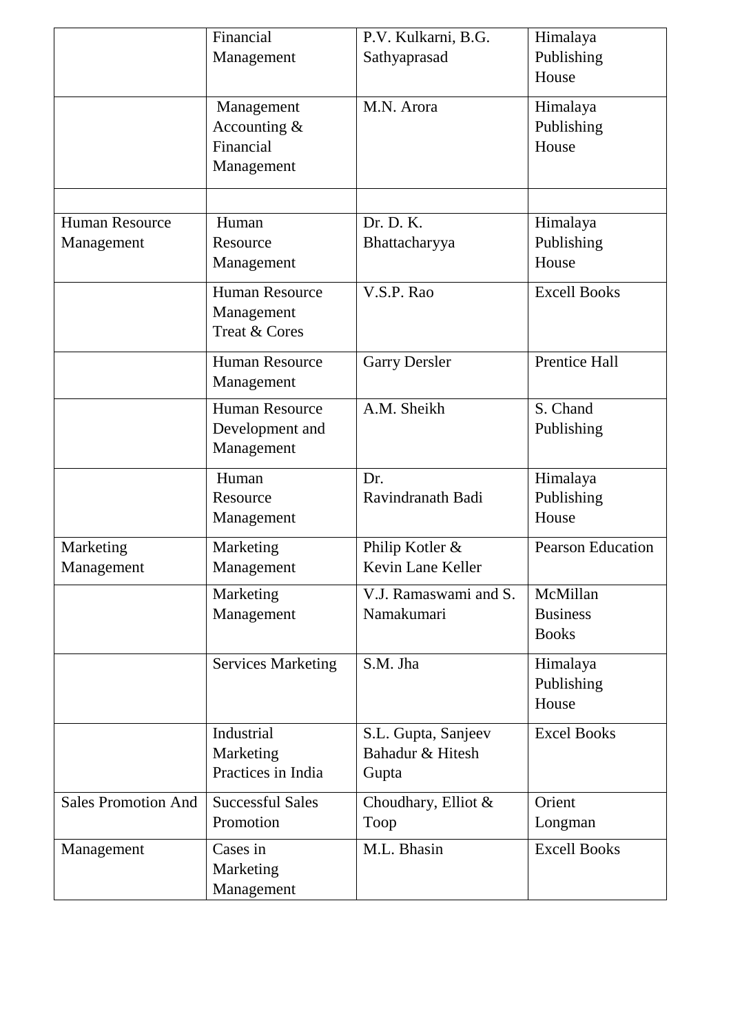| | | | |
|---|---|---|---|
| | Financial Management | P.V. Kulkarni, B.G. Sathyaprasad | Himalaya Publishing House |
| | Management Accounting & Financial Management | M.N. Arora | Himalaya Publishing House |
| | | | |
| Human Resource Management | Human Resource Management | Dr. D. K. Bhattacharyya | Himalaya Publishing House |
| | Human Resource Management Treat & Cores | V.S.P. Rao | Excell Books |
| | Human Resource Management | Garry Dersler | Prentice Hall |
| | Human Resource Development and Management | A.M. Sheikh | S. Chand Publishing |
| | Human Resource Management | Dr. Ravindranath Badi | Himalaya Publishing House |
| Marketing Management | Marketing Management | Philip Kotler & Kevin Lane Keller | Pearson Education |
| | Marketing Management | V.J. Ramaswami and S. Namakumari | McMillan Business Books |
| | Services Marketing | S.M. Jha | Himalaya Publishing House |
| | Industrial Marketing Practices in India | S.L. Gupta, Sanjeev Bahadur & Hitesh Gupta | Excel Books |
| Sales Promotion And | Successful Sales Promotion | Choudhary, Elliot & Toop | Orient Longman |
| Management | Cases in Marketing Management | M.L. Bhasin | Excell Books |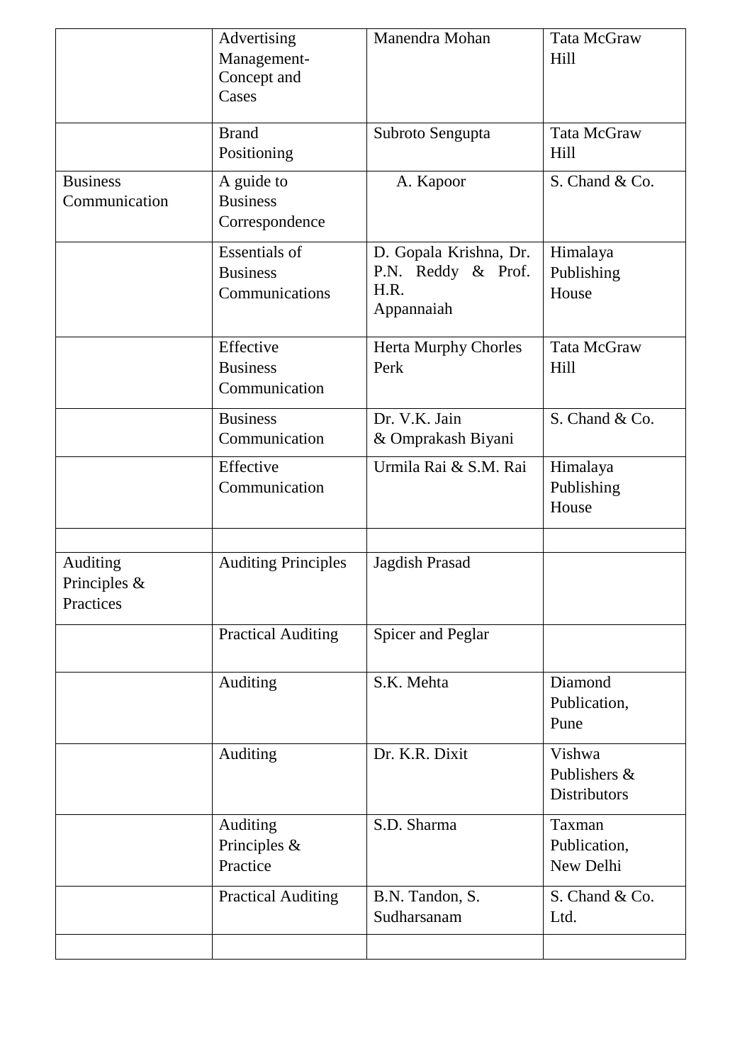| | | | |
|---|---|---|---|
| | Advertising Management- Concept and Cases | Manendra Mohan | Tata McGraw Hill |
| | Brand Positioning | Subroto Sengupta | Tata McGraw Hill |
| Business Communication | A guide to Business Correspondence | A. Kapoor | S. Chand & Co. |
| | Essentials of Business Communications | D. Gopala Krishna, Dr. P.N. Reddy & Prof. H.R. Appannaiah | Himalaya Publishing House |
| | Effective Business Communication | Herta Murphy Chorles Perk | Tata McGraw Hill |
| | Business Communication | Dr. V.K. Jain & Omprakash Biyani | S. Chand & Co. |
| | Effective Communication | Urmila Rai & S.M. Rai | Himalaya Publishing House |
| | | | |
| Auditing Principles & Practices | Auditing Principles | Jagdish Prasad | |
| | Practical Auditing | Spicer and Peglar | |
| | Auditing | S.K. Mehta | Diamond Publication, Pune |
| | Auditing | Dr. K.R. Dixit | Vishwa Publishers & Distributors |
| | Auditing Principles & Practice | S.D. Sharma | Taxman Publication, New Delhi |
| | Practical Auditing | B.N. Tandon, S. Sudharsanam | S. Chand & Co. Ltd. |
| | | | |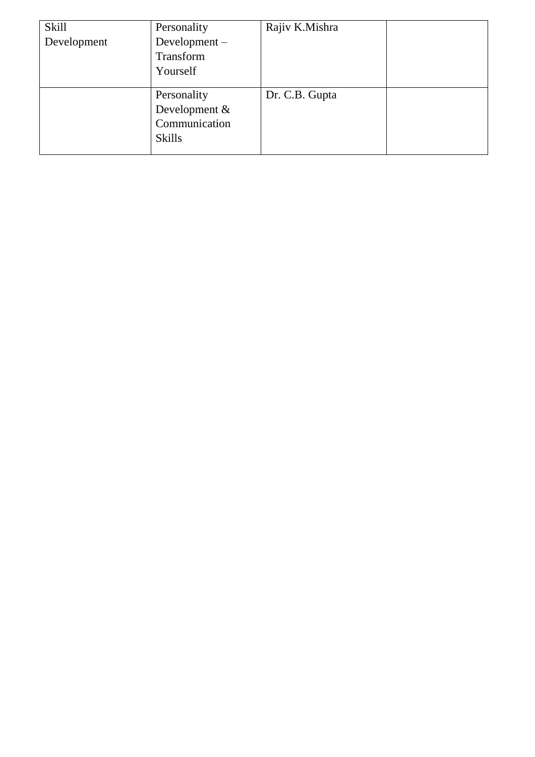| Skill Development | Personality Development – Transform Yourself | Rajiv K.Mishra | |
|---|---|---|---|
| | Personality Development & Communication Skills | Dr. C.B. Gupta | |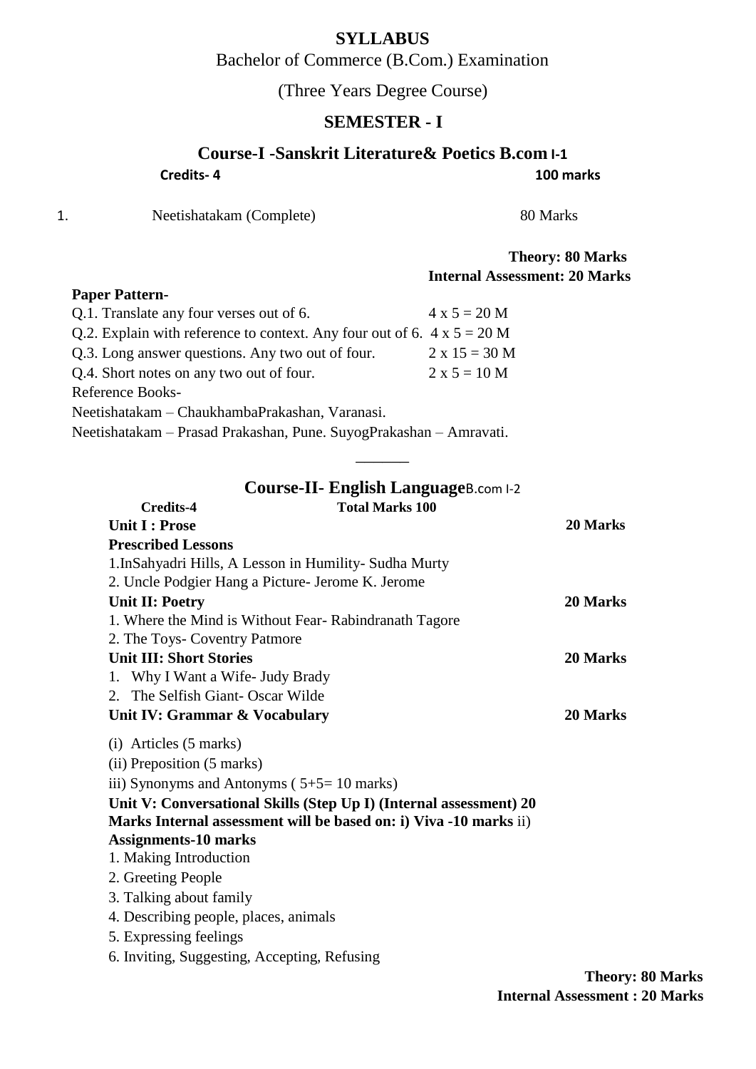# SYLLABUS

Bachelor of Commerce (B.Com.) Examination

(Three Years Degree Course)

## SEMESTER - I

### Course-I -Sanskrit Literature& Poetics B.com I-1

**Credits- 4** **100 marks**

1. Neetishatakam (Complete) 80 Marks

**Theory: 80 Marks**
**Internal Assessment: 20 Marks**

**Paper Pattern-**

| | |
|---|---|
| Q.1. Translate any four verses out of 6. | 4 x 5 = 20 M |
| Q.2. Explain with reference to context. Any four out of 6. | 4 x 5 = 20 M |
| Q.3. Long answer questions. Any two out of four. | 2 x 15 = 30 M |
| Q.4. Short notes on any two out of four. | 2 x 5 = 10 M |

Reference Books-

Neetishatakam – ChaukhambaPrakashan, Varanasi.

Neetishatakam – Prasad Prakashan, Pune. SuyogPrakashan – Amravati.

---

### Course-II- English LanguageB.com I-2

**Credits-4** **Total Marks 100**

**Unit I : Prose** **20 Marks**

**Prescribed Lessons**

1.InSahyadri Hills, A Lesson in Humility- Sudha Murty

2. Uncle Podgier Hang a Picture- Jerome K. Jerome

**Unit II: Poetry** **20 Marks**

1. Where the Mind is Without Fear- Rabindranath Tagore
2. The Toys- Coventry Patmore

**Unit III: Short Stories** **20 Marks**

1. Why I Want a Wife- Judy Brady
2. The Selfish Giant- Oscar Wilde

**Unit IV: Grammar & Vocabulary** **20 Marks**

(i) Articles (5 marks)

(ii) Preposition (5 marks)

iii) Synonyms and Antonyms ( 5+5= 10 marks)

**Unit V: Conversational Skills (Step Up I) (Internal assessment) 20 Marks Internal assessment will be based on: i) Viva -10 marks** ii) **Assignments-10 marks**

1. Making Introduction
2. Greeting People
3. Talking about family
4. Describing people, places, animals
5. Expressing feelings
6. Inviting, Suggesting, Accepting, Refusing

**Theory: 80 Marks**
**Internal Assessment : 20 Marks**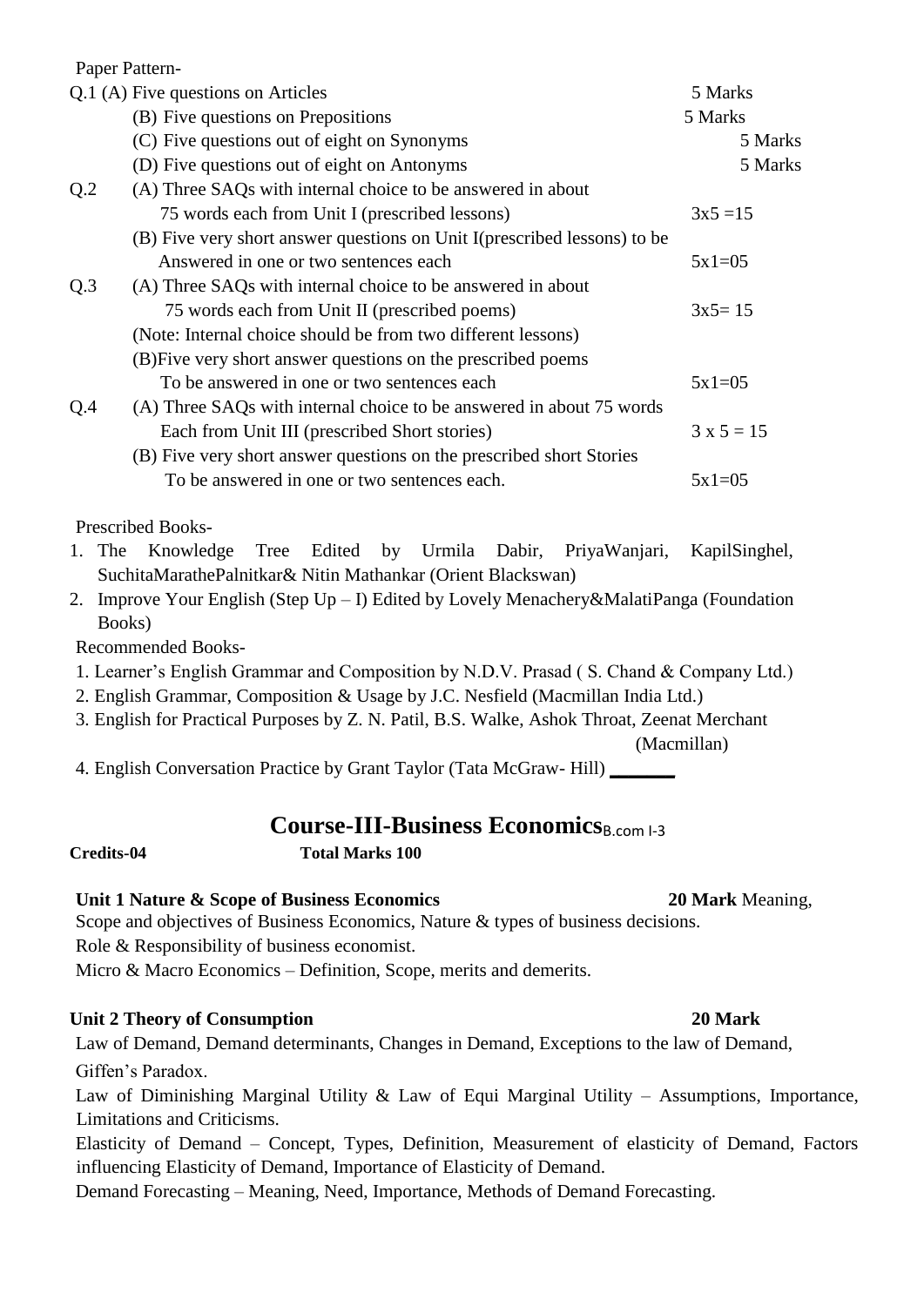Paper Pattern-

| | | |
|---|---|---|
| Q.1 | (A) Five questions on Articles | 5 Marks |
| | (B) Five questions on Prepositions | 5 Marks |
| | (C) Five questions out of eight on Synonyms | 5 Marks |
| | (D) Five questions out of eight on Antonyms | 5 Marks |
| Q.2 | (A) Three SAQs with internal choice to be answered in about 75 words each from Unit I (prescribed lessons) | 3x5 =15 |
| | (B) Five very short answer questions on Unit I(prescribed lessons) to be Answered in one or two sentences each | 5x1=05 |
| Q.3 | (A) Three SAQs with internal choice to be answered in about 75 words each from Unit II (prescribed poems) | 3x5= 15 |
| | (Note: Internal choice should be from two different lessons) | |
| | (B)Five very short answer questions on the prescribed poems To be answered in one or two sentences each | 5x1=05 |
| Q.4 | (A) Three SAQs with internal choice to be answered in about 75 words Each from Unit III (prescribed Short stories) | 3 x 5 = 15 |
| | (B) Five very short answer questions on the prescribed short Stories To be answered in one or two sentences each. | 5x1=05 |

Prescribed Books-

1. The Knowledge Tree Edited by Urmila Dabir, PriyaWanjari, KapilSinghel, SuchitaMarathePalnitkar& Nitin Mathankar (Orient Blackswan)
2. Improve Your English (Step Up – I) Edited by Lovely Menachery&MalatiPanga (Foundation Books)

Recommended Books-

1. Learner's English Grammar and Composition by N.D.V. Prasad ( S. Chand & Company Ltd.)
2. English Grammar, Composition & Usage by J.C. Nesfield (Macmillan India Ltd.)
3. English for Practical Purposes by Z. N. Patil, B.S. Walke, Ashok Throat, Zeenat Merchant (Macmillan)
4. English Conversation Practice by Grant Taylor (Tata McGraw- Hill)

## Course-III-Business Economics B.com I-3

**Credits-04** **Total Marks 100**

**Unit 1 Nature & Scope of Business Economics** **20 Mark**

Meaning, Scope and objectives of Business Economics, Nature & types of business decisions.

Role & Responsibility of business economist.

Micro & Macro Economics – Definition, Scope, merits and demerits.

**Unit 2 Theory of Consumption** **20 Mark**

Law of Demand, Demand determinants, Changes in Demand, Exceptions to the law of Demand, Giffen's Paradox.

Law of Diminishing Marginal Utility & Law of Equi Marginal Utility – Assumptions, Importance, Limitations and Criticisms.

Elasticity of Demand – Concept, Types, Definition, Measurement of elasticity of Demand, Factors influencing Elasticity of Demand, Importance of Elasticity of Demand.

Demand Forecasting – Meaning, Need, Importance, Methods of Demand Forecasting.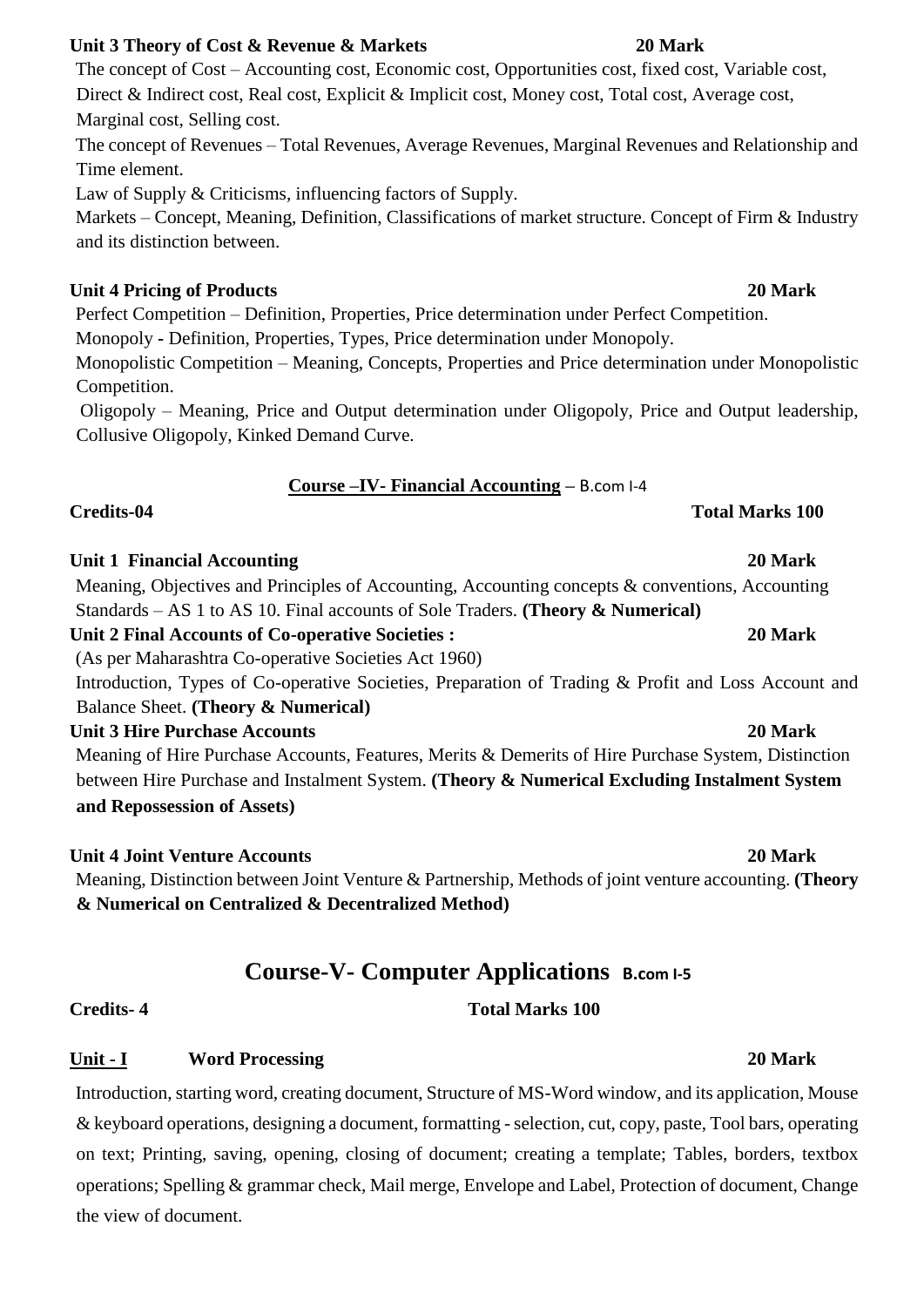**Unit 3 Theory of Cost & Revenue & Markets** **20 Mark**

The concept of Cost – Accounting cost, Economic cost, Opportunities cost, fixed cost, Variable cost, Direct & Indirect cost, Real cost, Explicit & Implicit cost, Money cost, Total cost, Average cost, Marginal cost, Selling cost.

The concept of Revenues – Total Revenues, Average Revenues, Marginal Revenues and Relationship and Time element.

Law of Supply & Criticisms, influencing factors of Supply.

Markets – Concept, Meaning, Definition, Classifications of market structure. Concept of Firm & Industry and its distinction between.

**Unit 4 Pricing of Products** **20 Mark**

Perfect Competition – Definition, Properties, Price determination under Perfect Competition.

Monopoly - Definition, Properties, Types, Price determination under Monopoly.

Monopolistic Competition – Meaning, Concepts, Properties and Price determination under Monopolistic Competition.

Oligopoly – Meaning, Price and Output determination under Oligopoly, Price and Output leadership, Collusive Oligopoly, Kinked Demand Curve.

## Course –IV- Financial Accounting – B.com I-4

**Credits-04** **Total Marks 100**

**Unit 1 Financial Accounting** **20 Mark**

Meaning, Objectives and Principles of Accounting, Accounting concepts & conventions, Accounting Standards – AS 1 to AS 10. Final accounts of Sole Traders. **(Theory & Numerical)**

**Unit 2 Final Accounts of Co-operative Societies :** **20 Mark**

(As per Maharashtra Co-operative Societies Act 1960)

Introduction, Types of Co-operative Societies, Preparation of Trading & Profit and Loss Account and Balance Sheet. **(Theory & Numerical)**

**Unit 3 Hire Purchase Accounts** **20 Mark**

Meaning of Hire Purchase Accounts, Features, Merits & Demerits of Hire Purchase System, Distinction between Hire Purchase and Instalment System. **(Theory & Numerical Excluding Instalment System and Repossession of Assets)**

**Unit 4 Joint Venture Accounts** **20 Mark**

Meaning, Distinction between Joint Venture & Partnership, Methods of joint venture accounting. **(Theory & Numerical on Centralized & Decentralized Method)**

# Course-V- Computer Applications B.com I-5

**Credits- 4** **Total Marks 100**

**Unit - I** **Word Processing** **20 Mark**

Introduction, starting word, creating document, Structure of MS-Word window, and its application, Mouse & keyboard operations, designing a document, formatting - selection, cut, copy, paste, Tool bars, operating on text; Printing, saving, opening, closing of document; creating a template; Tables, borders, textbox operations; Spelling & grammar check, Mail merge, Envelope and Label, Protection of document, Change the view of document.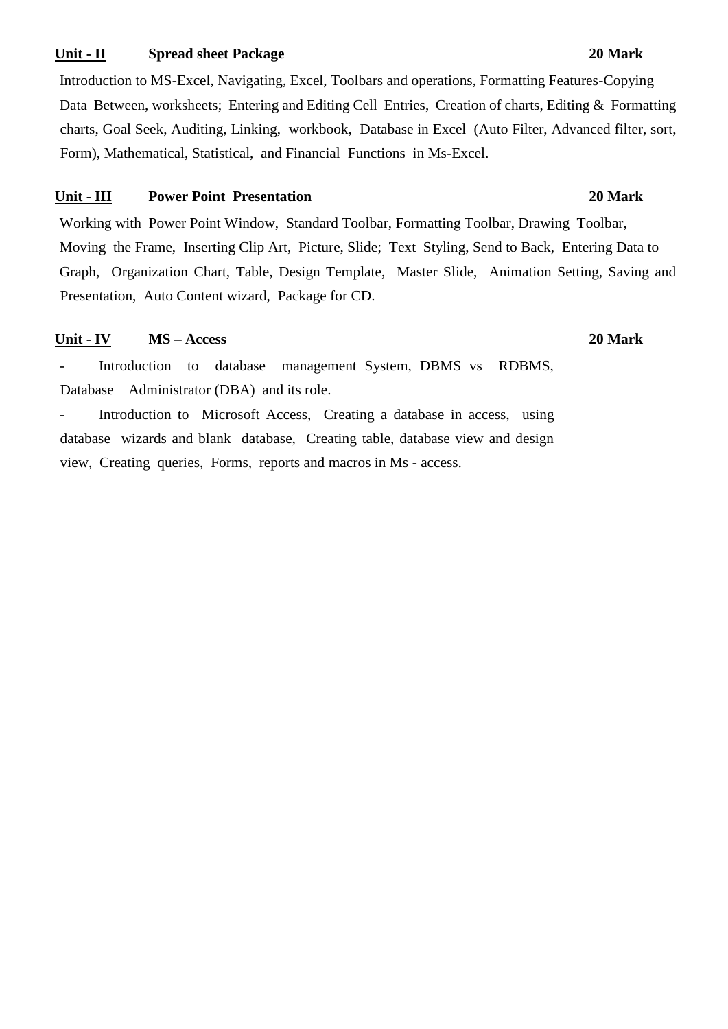**Unit - II** **Spread sheet Package** **20 Mark**

Introduction to MS-Excel, Navigating, Excel, Toolbars and operations, Formatting Features-Copying Data Between, worksheets; Entering and Editing Cell Entries, Creation of charts, Editing & Formatting charts, Goal Seek, Auditing, Linking, workbook, Database in Excel (Auto Filter, Advanced filter, sort, Form), Mathematical, Statistical, and Financial Functions in Ms-Excel.

**Unit - III** **Power Point Presentation** **20 Mark**

Working with Power Point Window, Standard Toolbar, Formatting Toolbar, Drawing Toolbar, Moving the Frame, Inserting Clip Art, Picture, Slide; Text Styling, Send to Back, Entering Data to Graph, Organization Chart, Table, Design Template, Master Slide, Animation Setting, Saving and Presentation, Auto Content wizard, Package for CD.

**Unit - IV** **MS – Access** **20 Mark**

- Introduction to database management System, DBMS vs RDBMS, Database Administrator (DBA) and its role.
- Introduction to Microsoft Access, Creating a database in access, using database wizards and blank database, Creating table, database view and design view, Creating queries, Forms, reports and macros in Ms - access.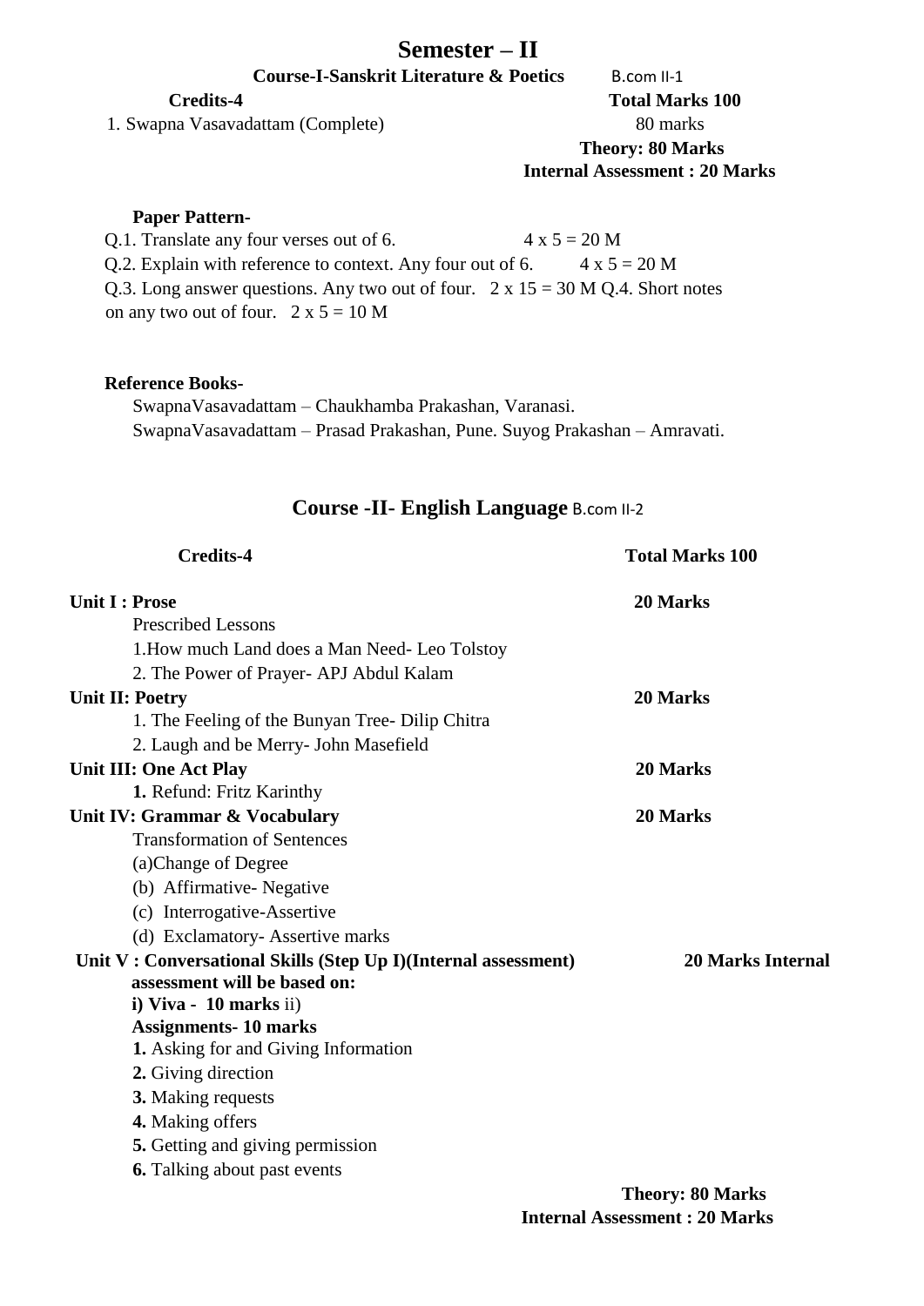# Semester – II

## Course-I-Sanskrit Literature & Poetics B.com II-1

**Credits-4** **Total Marks 100**

1. Swapna Vasavadattam (Complete) 80 marks

**Theory: 80 Marks**
**Internal Assessment : 20 Marks**

**Paper Pattern-**

Q.1. Translate any four verses out of 6. 4 x 5 = 20 M
Q.2. Explain with reference to context. Any four out of 6. 4 x 5 = 20 M
Q.3. Long answer questions. Any two out of four. 2 x 15 = 30 M Q.4. Short notes on any two out of four. 2 x 5 = 10 M

**Reference Books-**

SwapnaVasavadattam – Chaukhamba Prakashan, Varanasi.
SwapnaVasavadattam – Prasad Prakashan, Pune. Suyog Prakashan – Amravati.

## Course -II- English Language B.com II-2

**Credits-4** **Total Marks 100**

**Unit I : Prose** **20 Marks**

Prescribed Lessons

1.How much Land does a Man Need- Leo Tolstoy
2. The Power of Prayer- APJ Abdul Kalam

**Unit II: Poetry** **20 Marks**

1. The Feeling of the Bunyan Tree- Dilip Chitra
2. Laugh and be Merry- John Masefield

**Unit III: One Act Play** **20 Marks**

**1.** Refund: Fritz Karinthy

**Unit IV: Grammar & Vocabulary** **20 Marks**

Transformation of Sentences

(a)Change of Degree
(b) Affirmative- Negative
(c) Interrogative-Assertive
(d) Exclamatory- Assertive marks

**Unit V : Conversational Skills (Step Up I)(Internal assessment)** **20 Marks Internal**
**assessment will be based on:**
**i) Viva - 10 marks** ii)
**Assignments- 10 marks**

**1.** Asking for and Giving Information
**2.** Giving direction
**3.** Making requests
**4.** Making offers
**5.** Getting and giving permission
**6.** Talking about past events

**Theory: 80 Marks**
**Internal Assessment : 20 Marks**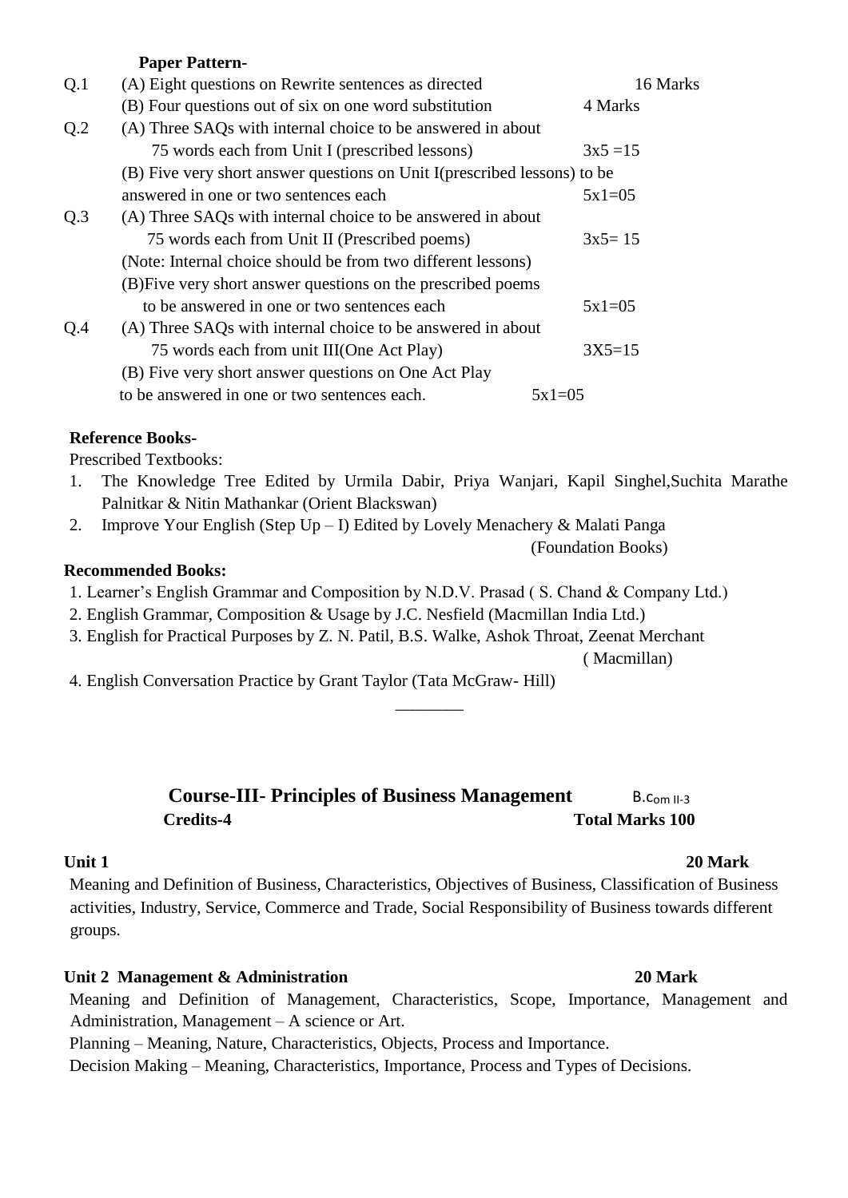**Paper Pattern-**

Q.1 (A) Eight questions on Rewrite sentences as directed — 16 Marks

(B) Four questions out of six on one word substitution — 4 Marks

Q.2 (A) Three SAQs with internal choice to be answered in about 75 words each from Unit I (prescribed lessons) — 3x5 =15

(B) Five very short answer questions on Unit I(prescribed lessons) to be answered in one or two sentences each — 5x1=05

Q.3 (A) Three SAQs with internal choice to be answered in about 75 words each from Unit II (Prescribed poems) — 3x5= 15

(Note: Internal choice should be from two different lessons)

(B)Five very short answer questions on the prescribed poems to be answered in one or two sentences each — 5x1=05

Q.4 (A) Three SAQs with internal choice to be answered in about 75 words each from unit III(One Act Play) — 3X5=15

(B) Five very short answer questions on One Act Play to be answered in one or two sentences each. — 5x1=05

**Reference Books-**

Prescribed Textbooks:

1. The Knowledge Tree Edited by Urmila Dabir, Priya Wanjari, Kapil Singhel,Suchita Marathe Palnitkar & Nitin Mathankar (Orient Blackswan)
2. Improve Your English (Step Up – I) Edited by Lovely Menachery & Malati Panga (Foundation Books)

**Recommended Books:**

1. Learner's English Grammar and Composition by N.D.V. Prasad ( S. Chand & Company Ltd.)
2. English Grammar, Composition & Usage by J.C. Nesfield (Macmillan India Ltd.)
3. English for Practical Purposes by Z. N. Patil, B.S. Walke, Ashok Throat, Zeenat Merchant ( Macmillan)
4. English Conversation Practice by Grant Taylor (Tata McGraw- Hill)

________

## Course-III- Principles of Business Management

B.com II-3

**Credits-4** **Total Marks 100**

**Unit 1** **20 Mark**

Meaning and Definition of Business, Characteristics, Objectives of Business, Classification of Business activities, Industry, Service, Commerce and Trade, Social Responsibility of Business towards different groups.

**Unit 2 Management & Administration** **20 Mark**

Meaning and Definition of Management, Characteristics, Scope, Importance, Management and Administration, Management – A science or Art.

Planning – Meaning, Nature, Characteristics, Objects, Process and Importance.

Decision Making – Meaning, Characteristics, Importance, Process and Types of Decisions.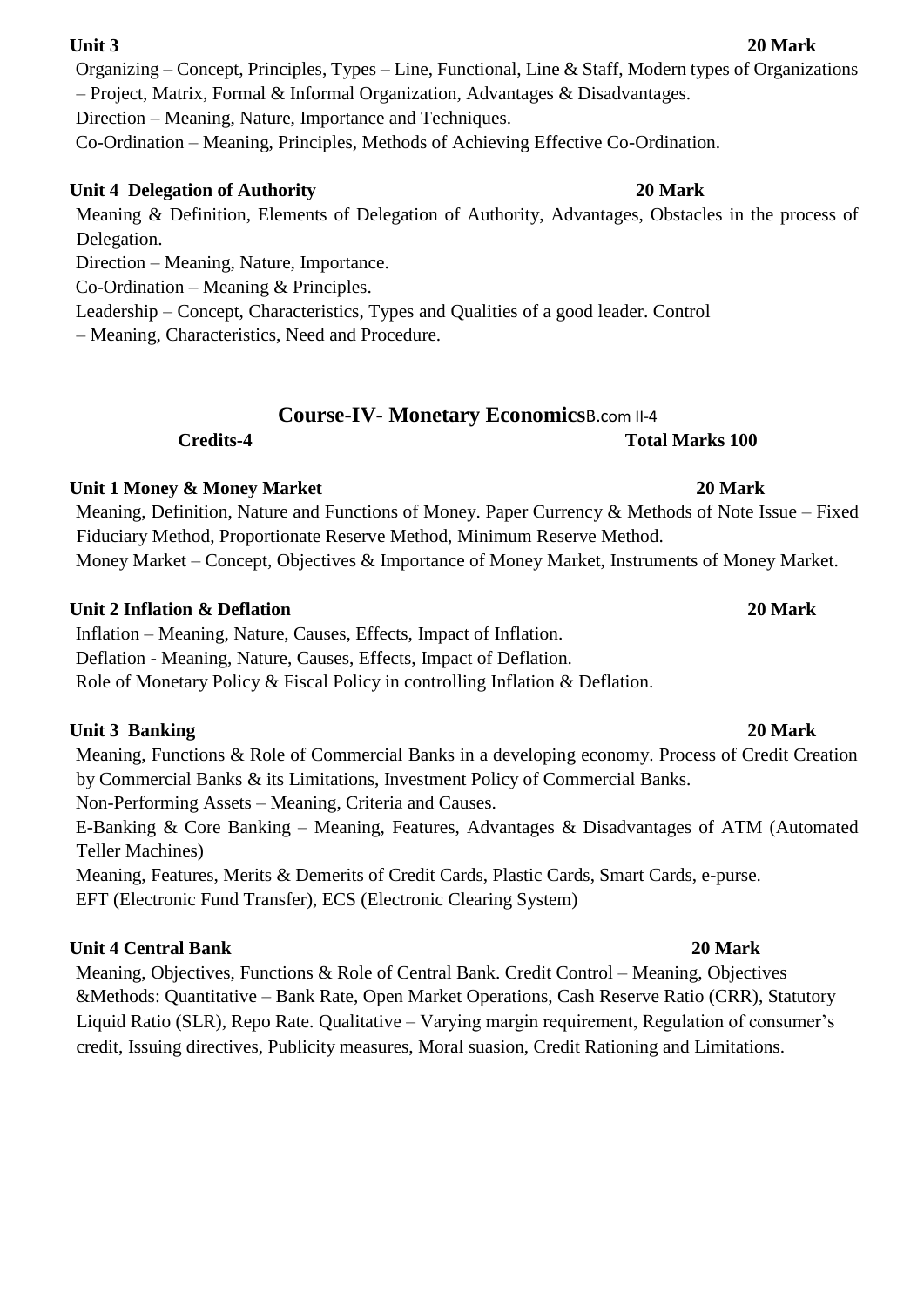**Unit 3** **20 Mark**

Organizing – Concept, Principles, Types – Line, Functional, Line & Staff, Modern types of Organizations – Project, Matrix, Formal & Informal Organization, Advantages & Disadvantages.

Direction – Meaning, Nature, Importance and Techniques.

Co-Ordination – Meaning, Principles, Methods of Achieving Effective Co-Ordination.

**Unit 4 Delegation of Authority** **20 Mark**

Meaning & Definition, Elements of Delegation of Authority, Advantages, Obstacles in the process of Delegation.

Direction – Meaning, Nature, Importance.

Co-Ordination – Meaning & Principles.

Leadership – Concept, Characteristics, Types and Qualities of a good leader. Control – Meaning, Characteristics, Need and Procedure.

## Course-IV- Monetary Economics B.com II-4

**Credits-4** **Total Marks 100**

**Unit 1 Money & Money Market** **20 Mark**

Meaning, Definition, Nature and Functions of Money. Paper Currency & Methods of Note Issue – Fixed Fiduciary Method, Proportionate Reserve Method, Minimum Reserve Method.

Money Market – Concept, Objectives & Importance of Money Market, Instruments of Money Market.

**Unit 2 Inflation & Deflation** **20 Mark**

Inflation – Meaning, Nature, Causes, Effects, Impact of Inflation.

Deflation - Meaning, Nature, Causes, Effects, Impact of Deflation.

Role of Monetary Policy & Fiscal Policy in controlling Inflation & Deflation.

**Unit 3 Banking** **20 Mark**

Meaning, Functions & Role of Commercial Banks in a developing economy. Process of Credit Creation by Commercial Banks & its Limitations, Investment Policy of Commercial Banks.

Non-Performing Assets – Meaning, Criteria and Causes.

E-Banking & Core Banking – Meaning, Features, Advantages & Disadvantages of ATM (Automated Teller Machines)

Meaning, Features, Merits & Demerits of Credit Cards, Plastic Cards, Smart Cards, e-purse.

EFT (Electronic Fund Transfer), ECS (Electronic Clearing System)

**Unit 4 Central Bank** **20 Mark**

Meaning, Objectives, Functions & Role of Central Bank. Credit Control – Meaning, Objectives &Methods: Quantitative – Bank Rate, Open Market Operations, Cash Reserve Ratio (CRR), Statutory Liquid Ratio (SLR), Repo Rate. Qualitative – Varying margin requirement, Regulation of consumer's credit, Issuing directives, Publicity measures, Moral suasion, Credit Rationing and Limitations.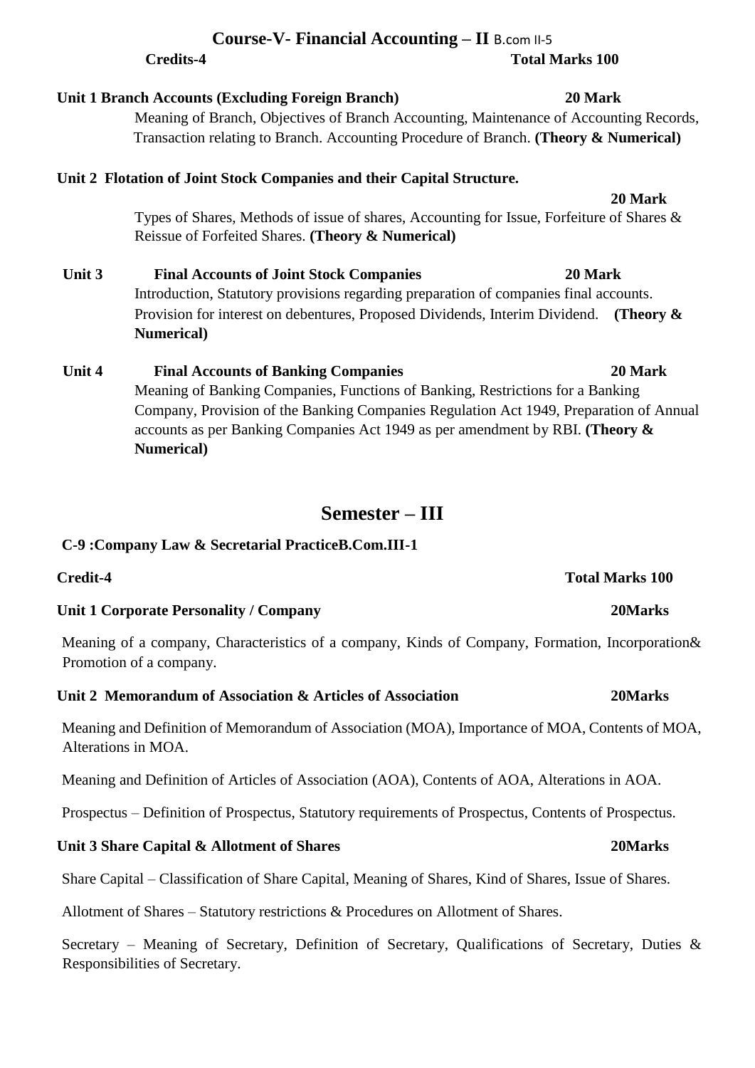## Course-V- Financial Accounting – II B.com II-5

**Credits-4** **Total Marks 100**

**Unit 1 Branch Accounts (Excluding Foreign Branch)** **20 Mark**

Meaning of Branch, Objectives of Branch Accounting, Maintenance of Accounting Records, Transaction relating to Branch. Accounting Procedure of Branch. **(Theory & Numerical)**

**Unit 2 Flotation of Joint Stock Companies and their Capital Structure.** **20 Mark**

Types of Shares, Methods of issue of shares, Accounting for Issue, Forfeiture of Shares & Reissue of Forfeited Shares. **(Theory & Numerical)**

**Unit 3 Final Accounts of Joint Stock Companies** **20 Mark**

Introduction, Statutory provisions regarding preparation of companies final accounts. Provision for interest on debentures, Proposed Dividends, Interim Dividend. **(Theory & Numerical)**

**Unit 4 Final Accounts of Banking Companies** **20 Mark**

Meaning of Banking Companies, Functions of Banking, Restrictions for a Banking Company, Provision of the Banking Companies Regulation Act 1949, Preparation of Annual accounts as per Banking Companies Act 1949 as per amendment by RBI. **(Theory & Numerical)**

# Semester – III

**C-9 :Company Law & Secretarial PracticeB.Com.III-1**

**Credit-4** **Total Marks 100**

**Unit 1 Corporate Personality / Company** **20Marks**

Meaning of a company, Characteristics of a company, Kinds of Company, Formation, Incorporation& Promotion of a company.

**Unit 2 Memorandum of Association & Articles of Association** **20Marks**

Meaning and Definition of Memorandum of Association (MOA), Importance of MOA, Contents of MOA, Alterations in MOA.

Meaning and Definition of Articles of Association (AOA), Contents of AOA, Alterations in AOA.

Prospectus – Definition of Prospectus, Statutory requirements of Prospectus, Contents of Prospectus.

**Unit 3 Share Capital & Allotment of Shares** **20Marks**

Share Capital – Classification of Share Capital, Meaning of Shares, Kind of Shares, Issue of Shares.

Allotment of Shares – Statutory restrictions & Procedures on Allotment of Shares.

Secretary – Meaning of Secretary, Definition of Secretary, Qualifications of Secretary, Duties & Responsibilities of Secretary.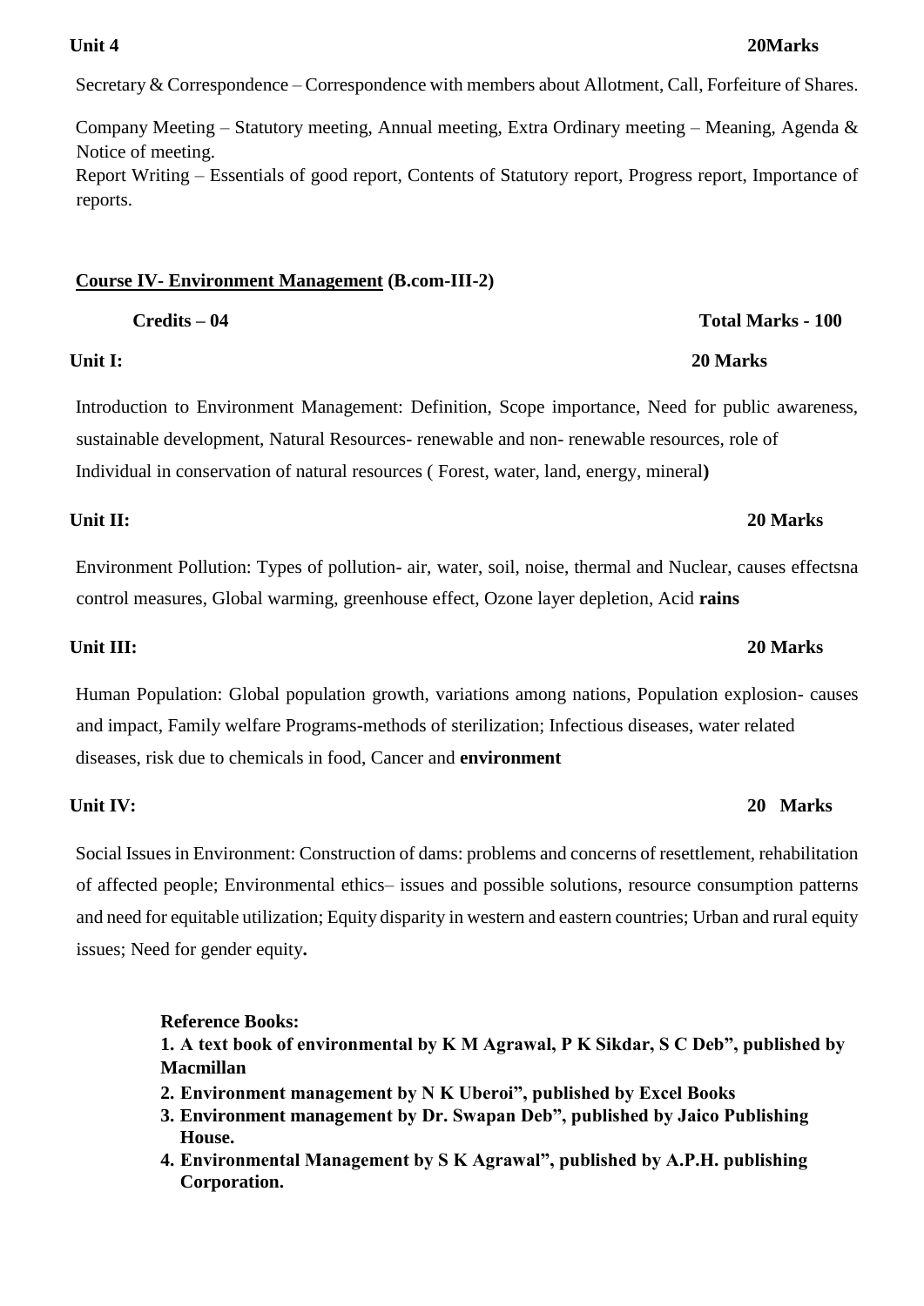**Unit 4** **20Marks**

Secretary & Correspondence – Correspondence with members about Allotment, Call, Forfeiture of Shares.

Company Meeting – Statutory meeting, Annual meeting, Extra Ordinary meeting – Meaning, Agenda & Notice of meeting.

Report Writing – Essentials of good report, Contents of Statutory report, Progress report, Importance of reports.

**Course IV- Environment Management (B.com-III-2)**

**Credits – 04** **Total Marks - 100**

**Unit I:** **20 Marks**

Introduction to Environment Management: Definition, Scope importance, Need for public awareness, sustainable development, Natural Resources- renewable and non- renewable resources, role of Individual in conservation of natural resources ( Forest, water, land, energy, mineral**)**

**Unit II:** **20 Marks**

Environment Pollution: Types of pollution- air, water, soil, noise, thermal and Nuclear, causes effectsna control measures, Global warming, greenhouse effect, Ozone layer depletion, Acid **rains**

**Unit III:** **20 Marks**

Human Population: Global population growth, variations among nations, Population explosion- causes and impact, Family welfare Programs-methods of sterilization; Infectious diseases, water related diseases, risk due to chemicals in food, Cancer and **environment**

**Unit IV:** **20 Marks**

Social Issues in Environment: Construction of dams: problems and concerns of resettlement, rehabilitation of affected people; Environmental ethics– issues and possible solutions, resource consumption patterns and need for equitable utilization; Equity disparity in western and eastern countries; Urban and rural equity issues; Need for gender equity**.**

**Reference Books:**

1. **A text book of environmental by K M Agrawal, P K Sikdar, S C Deb", published by Macmillan**
2. **Environment management by N K Uberoi", published by Excel Books**
3. **Environment management by Dr. Swapan Deb", published by Jaico Publishing House.**
4. **Environmental Management by S K Agrawal", published by A.P.H. publishing Corporation.**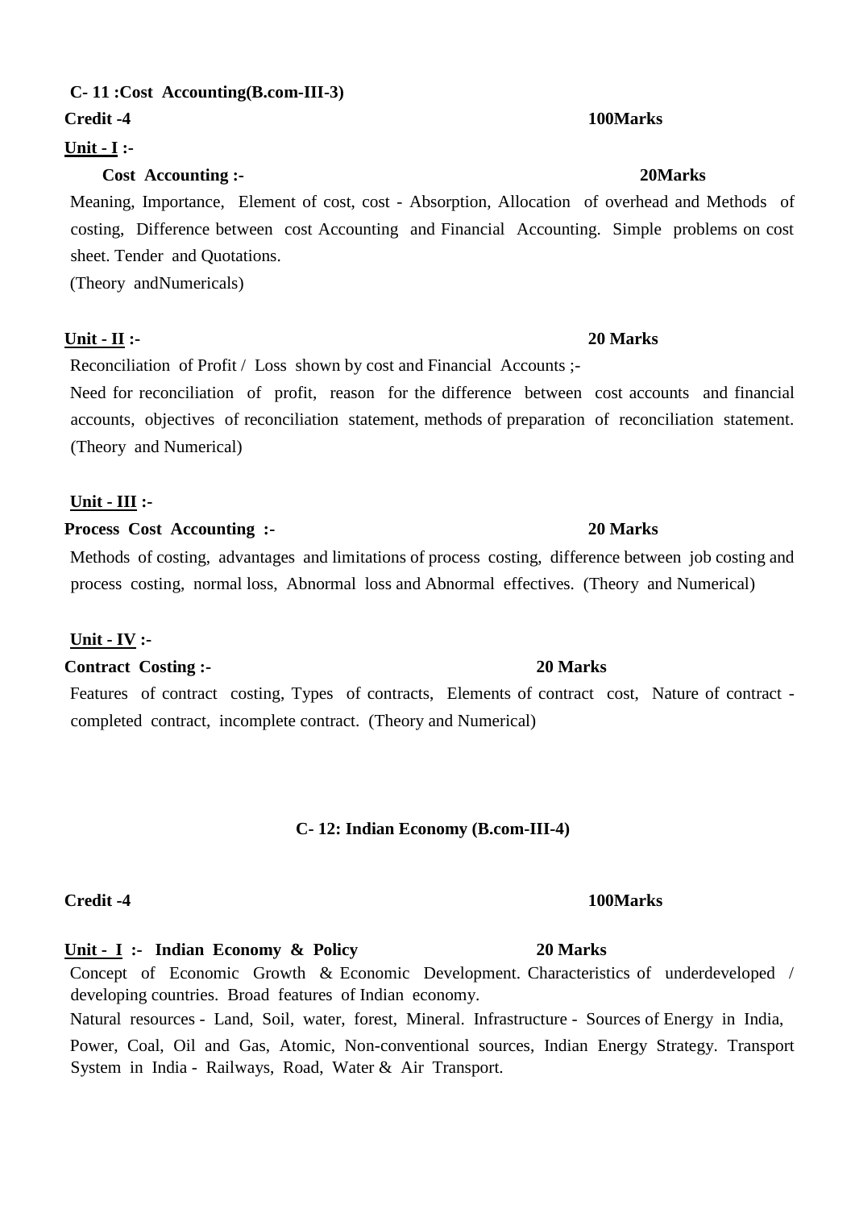**C- 11 :Cost Accounting(B.com-III-3)**

**Credit -4** **100Marks**

**Unit - I :-**

**Cost Accounting :-** **20Marks**

Meaning, Importance, Element of cost, cost - Absorption, Allocation of overhead and Methods of costing, Difference between cost Accounting and Financial Accounting. Simple problems on cost sheet. Tender and Quotations.

(Theory andNumericals)

**Unit - II :-** **20 Marks**

Reconciliation of Profit / Loss shown by cost and Financial Accounts ;-

Need for reconciliation of profit, reason for the difference between cost accounts and financial accounts, objectives of reconciliation statement, methods of preparation of reconciliation statement. (Theory and Numerical)

**Unit - III :-**

**Process Cost Accounting :-** **20 Marks**

Methods of costing, advantages and limitations of process costing, difference between job costing and process costing, normal loss, Abnormal loss and Abnormal effectives. (Theory and Numerical)

**Unit - IV :-**

**Contract Costing :-** **20 Marks**

Features of contract costing, Types of contracts, Elements of contract cost, Nature of contract - completed contract, incomplete contract. (Theory and Numerical)

**C- 12: Indian Economy (B.com-III-4)**

**Credit -4** **100Marks**

**Unit - I :- Indian Economy & Policy** **20 Marks**

Concept of Economic Growth & Economic Development. Characteristics of underdeveloped / developing countries. Broad features of Indian economy.

Natural resources - Land, Soil, water, forest, Mineral. Infrastructure - Sources of Energy in India, Power, Coal, Oil and Gas, Atomic, Non-conventional sources, Indian Energy Strategy. Transport System in India - Railways, Road, Water & Air Transport.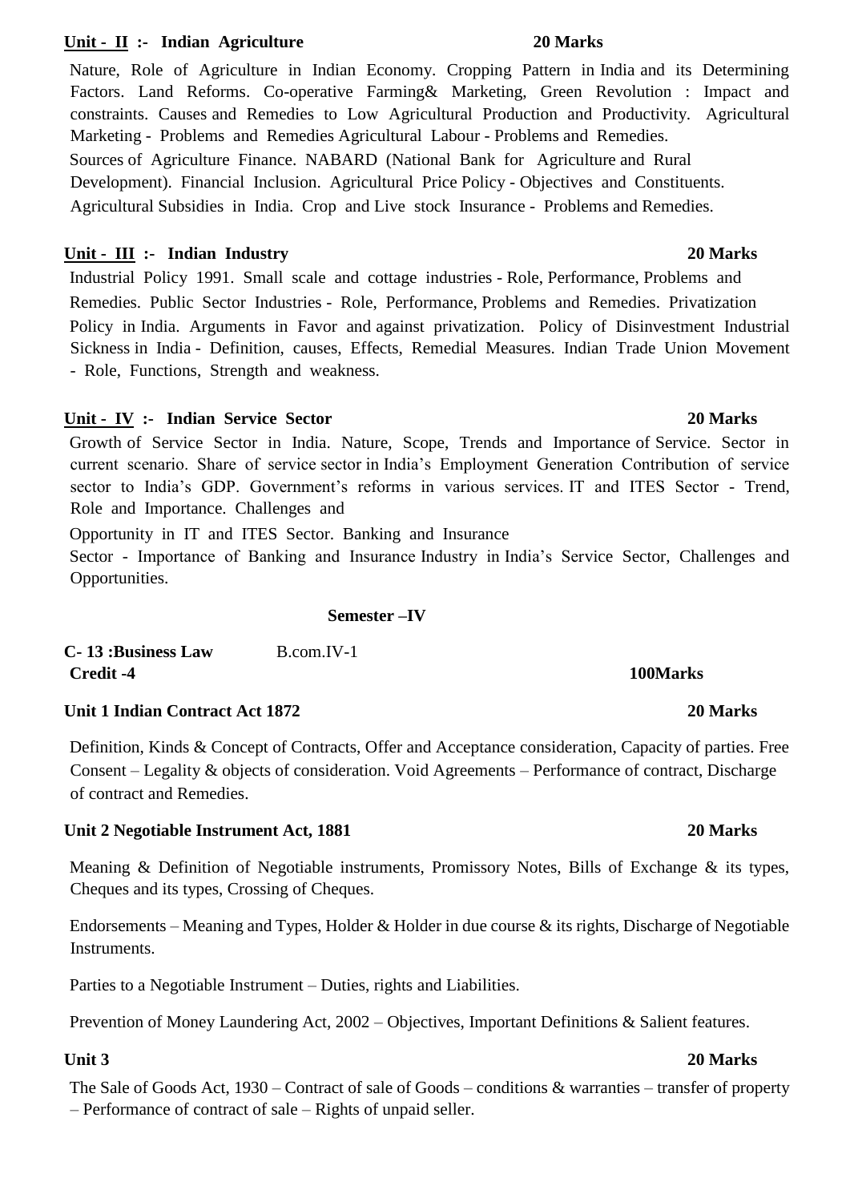**Unit - II :- Indian Agriculture** **20 Marks**

Nature, Role of Agriculture in Indian Economy. Cropping Pattern in India and its Determining Factors. Land Reforms. Co-operative Farming& Marketing, Green Revolution : Impact and constraints. Causes and Remedies to Low Agricultural Production and Productivity. Agricultural Marketing - Problems and Remedies Agricultural Labour - Problems and Remedies.

Sources of Agriculture Finance. NABARD (National Bank for Agriculture and Rural Development). Financial Inclusion. Agricultural Price Policy - Objectives and Constituents. Agricultural Subsidies in India. Crop and Live stock Insurance - Problems and Remedies.

**Unit - III :- Indian Industry** **20 Marks**

Industrial Policy 1991. Small scale and cottage industries - Role, Performance, Problems and Remedies. Public Sector Industries - Role, Performance, Problems and Remedies. Privatization Policy in India. Arguments in Favor and against privatization. Policy of Disinvestment Industrial Sickness in India - Definition, causes, Effects, Remedial Measures. Indian Trade Union Movement - Role, Functions, Strength and weakness.

**Unit - IV :- Indian Service Sector** **20 Marks**

Growth of Service Sector in India. Nature, Scope, Trends and Importance of Service. Sector in current scenario. Share of service sector in India's Employment Generation Contribution of service sector to India's GDP. Government's reforms in various services. IT and ITES Sector - Trend, Role and Importance. Challenges and

Opportunity in IT and ITES Sector. Banking and Insurance

Sector - Importance of Banking and Insurance Industry in India's Service Sector, Challenges and Opportunities.

## Semester –IV

**C- 13 :Business Law** B.com.IV-1
**Credit -4** **100Marks**

**Unit 1 Indian Contract Act 1872** **20 Marks**

Definition, Kinds & Concept of Contracts, Offer and Acceptance consideration, Capacity of parties. Free Consent – Legality & objects of consideration. Void Agreements – Performance of contract, Discharge of contract and Remedies.

**Unit 2 Negotiable Instrument Act, 1881** **20 Marks**

Meaning & Definition of Negotiable instruments, Promissory Notes, Bills of Exchange & its types, Cheques and its types, Crossing of Cheques.

Endorsements – Meaning and Types, Holder & Holder in due course & its rights, Discharge of Negotiable Instruments.

Parties to a Negotiable Instrument – Duties, rights and Liabilities.

Prevention of Money Laundering Act, 2002 – Objectives, Important Definitions & Salient features.

**Unit 3** **20 Marks**

The Sale of Goods Act, 1930 – Contract of sale of Goods – conditions & warranties – transfer of property – Performance of contract of sale – Rights of unpaid seller.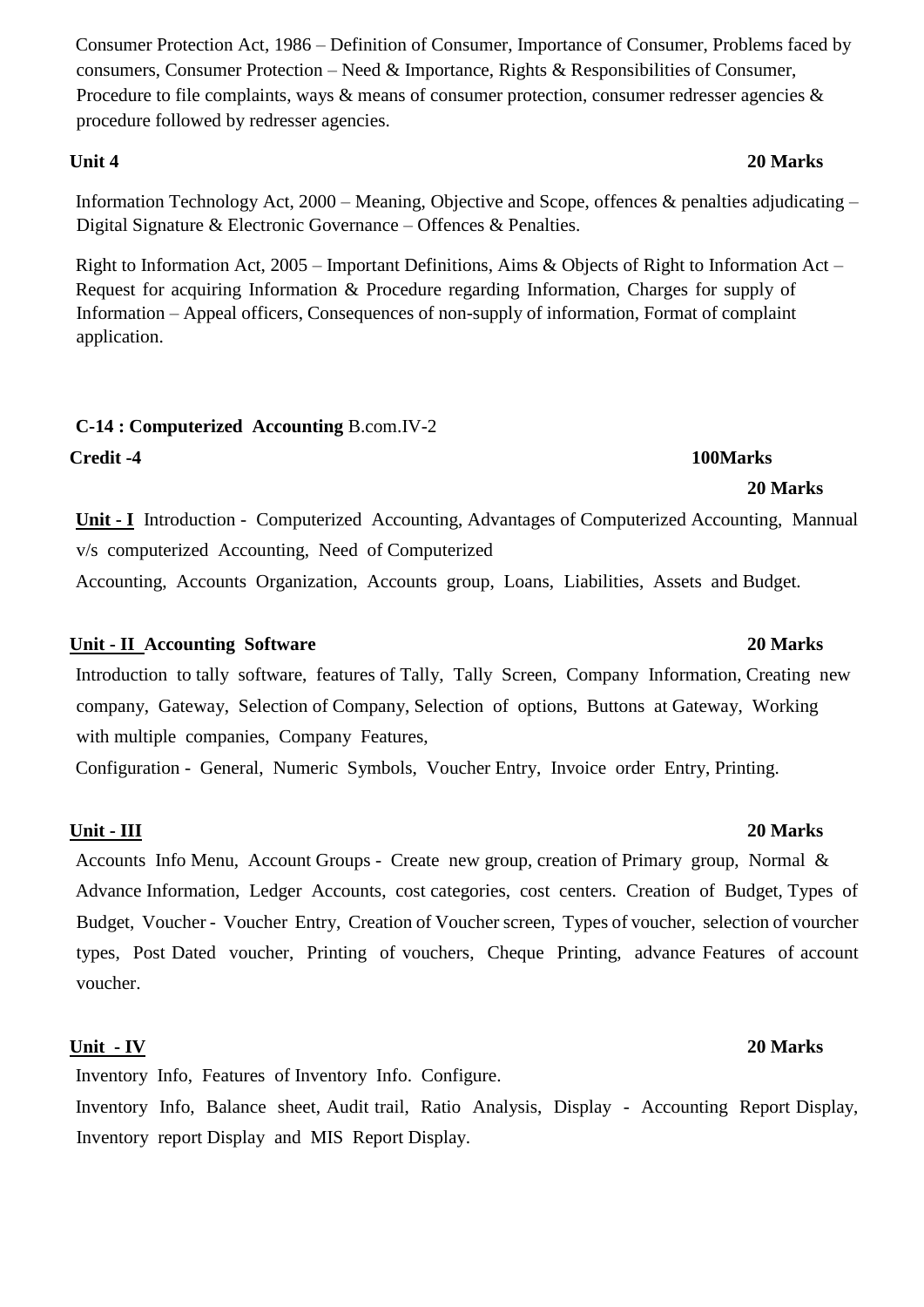Consumer Protection Act, 1986 – Definition of Consumer, Importance of Consumer, Problems faced by consumers, Consumer Protection – Need & Importance, Rights & Responsibilities of Consumer, Procedure to file complaints, ways & means of consumer protection, consumer redresser agencies & procedure followed by redresser agencies.

**Unit 4** **20 Marks**

Information Technology Act, 2000 – Meaning, Objective and Scope, offences & penalties adjudicating – Digital Signature & Electronic Governance – Offences & Penalties.

Right to Information Act, 2005 – Important Definitions, Aims & Objects of Right to Information Act – Request for acquiring Information & Procedure regarding Information, Charges for supply of Information – Appeal officers, Consequences of non-supply of information, Format of complaint application.

**C-14 : Computerized Accounting** B.com.IV-2

**Credit -4** **100Marks**

**20 Marks**

**<u>Unit - I</u>** Introduction - Computerized Accounting, Advantages of Computerized Accounting, Mannual v/s computerized Accounting, Need of Computerized Accounting, Accounts Organization, Accounts group, Loans, Liabilities, Assets and Budget.

**<u>Unit - II</u> Accounting Software** **20 Marks**

Introduction to tally software, features of Tally, Tally Screen, Company Information, Creating new company, Gateway, Selection of Company, Selection of options, Buttons at Gateway, Working with multiple companies, Company Features,

Configuration - General, Numeric Symbols, Voucher Entry, Invoice order Entry, Printing.

**<u>Unit - III</u>** **20 Marks**

Accounts Info Menu, Account Groups - Create new group, creation of Primary group, Normal & Advance Information, Ledger Accounts, cost categories, cost centers. Creation of Budget, Types of Budget, Voucher - Voucher Entry, Creation of Voucher screen, Types of voucher, selection of vourcher types, Post Dated voucher, Printing of vouchers, Cheque Printing, advance Features of account voucher.

**<u>Unit - IV</u>** **20 Marks**

Inventory Info, Features of Inventory Info. Configure.

Inventory Info, Balance sheet, Audit trail, Ratio Analysis, Display - Accounting Report Display, Inventory report Display and MIS Report Display.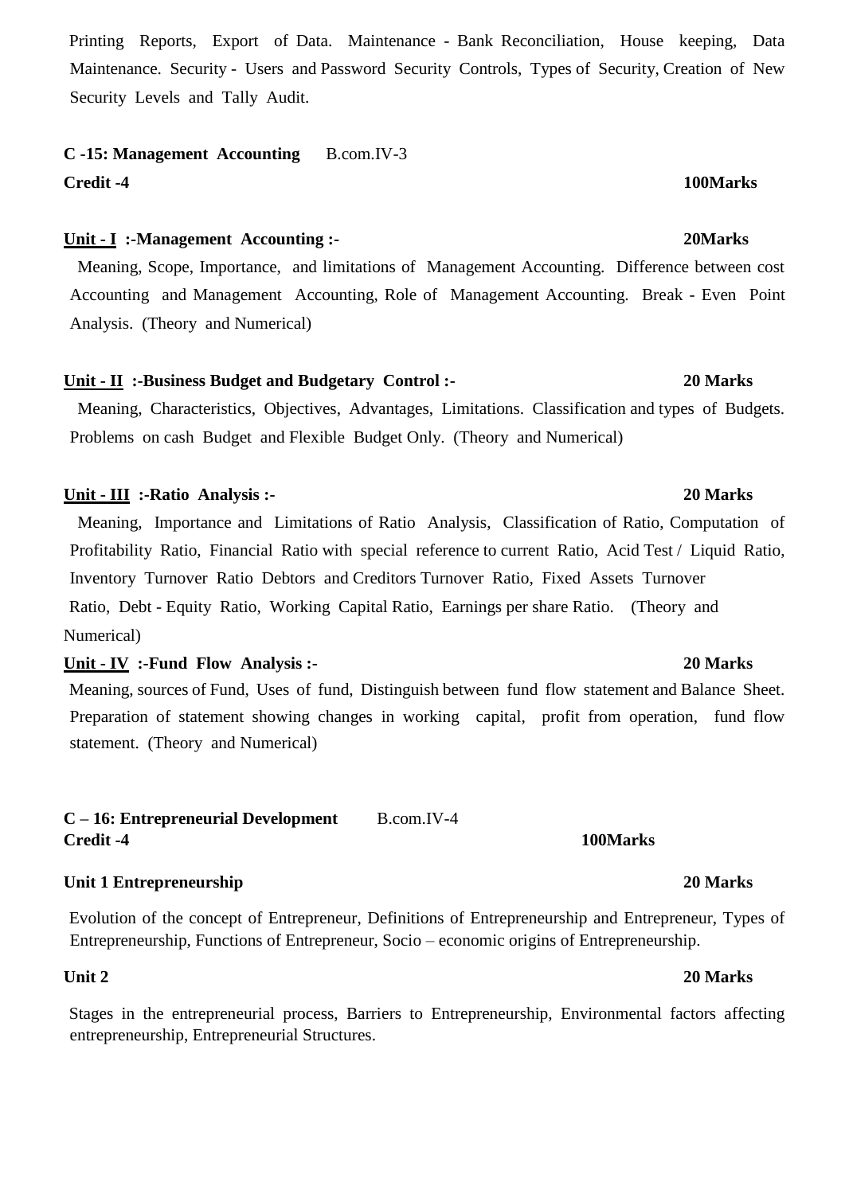Printing Reports, Export of Data. Maintenance - Bank Reconciliation, House keeping, Data Maintenance. Security - Users and Password Security Controls, Types of Security, Creation of New Security Levels and Tally Audit.

**C -15: Management Accounting** B.com.IV-3
**Credit -4** **100Marks**

**<u>Unit - I</u> :-Management Accounting :-** **20Marks**

Meaning, Scope, Importance, and limitations of Management Accounting. Difference between cost Accounting and Management Accounting, Role of Management Accounting. Break - Even Point Analysis. (Theory and Numerical)

**<u>Unit - II</u> :-Business Budget and Budgetary Control :-** **20 Marks**

Meaning, Characteristics, Objectives, Advantages, Limitations. Classification and types of Budgets. Problems on cash Budget and Flexible Budget Only. (Theory and Numerical)

**<u>Unit - III</u> :-Ratio Analysis :-** **20 Marks**

Meaning, Importance and Limitations of Ratio Analysis, Classification of Ratio, Computation of Profitability Ratio, Financial Ratio with special reference to current Ratio, Acid Test / Liquid Ratio, Inventory Turnover Ratio Debtors and Creditors Turnover Ratio, Fixed Assets Turnover Ratio, Debt - Equity Ratio, Working Capital Ratio, Earnings per share Ratio. (Theory and Numerical)

**<u>Unit - IV</u> :-Fund Flow Analysis :-** **20 Marks**

Meaning, sources of Fund, Uses of fund, Distinguish between fund flow statement and Balance Sheet. Preparation of statement showing changes in working capital, profit from operation, fund flow statement. (Theory and Numerical)

**C – 16: Entrepreneurial Development** B.com.IV-4
**Credit -4** **100Marks**

**Unit 1 Entrepreneurship** **20 Marks**

Evolution of the concept of Entrepreneur, Definitions of Entrepreneurship and Entrepreneur, Types of Entrepreneurship, Functions of Entrepreneur, Socio – economic origins of Entrepreneurship.

**Unit 2** **20 Marks**

Stages in the entrepreneurial process, Barriers to Entrepreneurship, Environmental factors affecting entrepreneurship, Entrepreneurial Structures.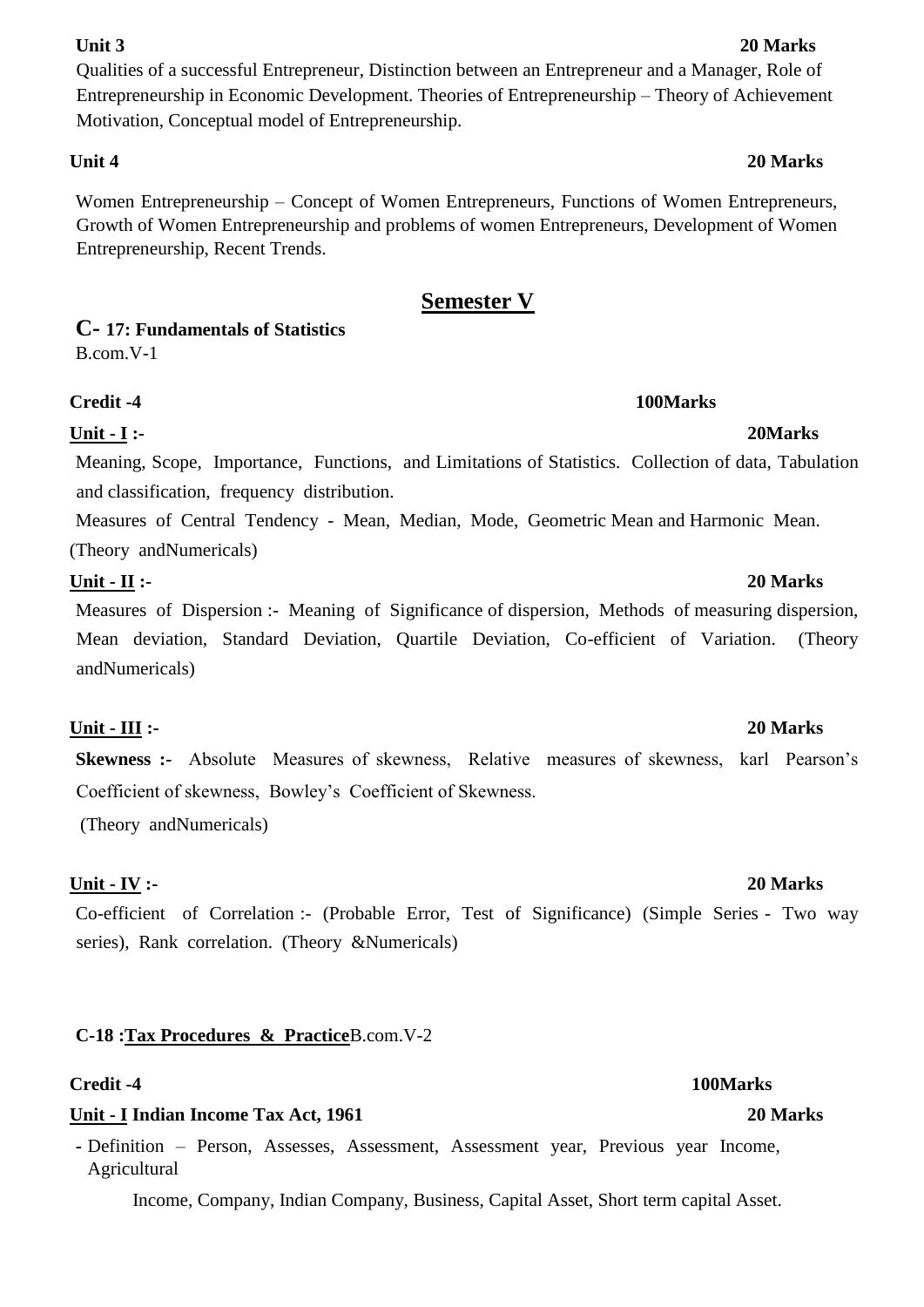**Unit 3** **20 Marks**

Qualities of a successful Entrepreneur, Distinction between an Entrepreneur and a Manager, Role of Entrepreneurship in Economic Development. Theories of Entrepreneurship – Theory of Achievement Motivation, Conceptual model of Entrepreneurship.

**Unit 4** **20 Marks**

Women Entrepreneurship – Concept of Women Entrepreneurs, Functions of Women Entrepreneurs, Growth of Women Entrepreneurship and problems of women Entrepreneurs, Development of Women Entrepreneurship, Recent Trends.

## Semester V

### C- 17: Fundamentals of Statistics

B.com.V-1

**Credit -4** **100Marks**

**Unit - I :-** **20Marks**

Meaning, Scope, Importance, Functions, and Limitations of Statistics. Collection of data, Tabulation and classification, frequency distribution.

Measures of Central Tendency - Mean, Median, Mode, Geometric Mean and Harmonic Mean. (Theory andNumericals)

**Unit - II :-** **20 Marks**

Measures of Dispersion :- Meaning of Significance of dispersion, Methods of measuring dispersion, Mean deviation, Standard Deviation, Quartile Deviation, Co-efficient of Variation. (Theory andNumericals)

**Unit - III :-** **20 Marks**

**Skewness :-** Absolute Measures of skewness, Relative measures of skewness, karl Pearson's Coefficient of skewness, Bowley's Coefficient of Skewness.

(Theory andNumericals)

**Unit - IV :-** **20 Marks**

Co-efficient of Correlation :- (Probable Error, Test of Significance) (Simple Series - Two way series), Rank correlation. (Theory &Numericals)

### C-18 :Tax Procedures & PracticeB.com.V-2

**Credit -4** **100Marks**

**Unit - I Indian Income Tax Act, 1961** **20 Marks**

- Definition – Person, Assesses, Assessment, Assessment year, Previous year Income, Agricultural Income, Company, Indian Company, Business, Capital Asset, Short term capital Asset.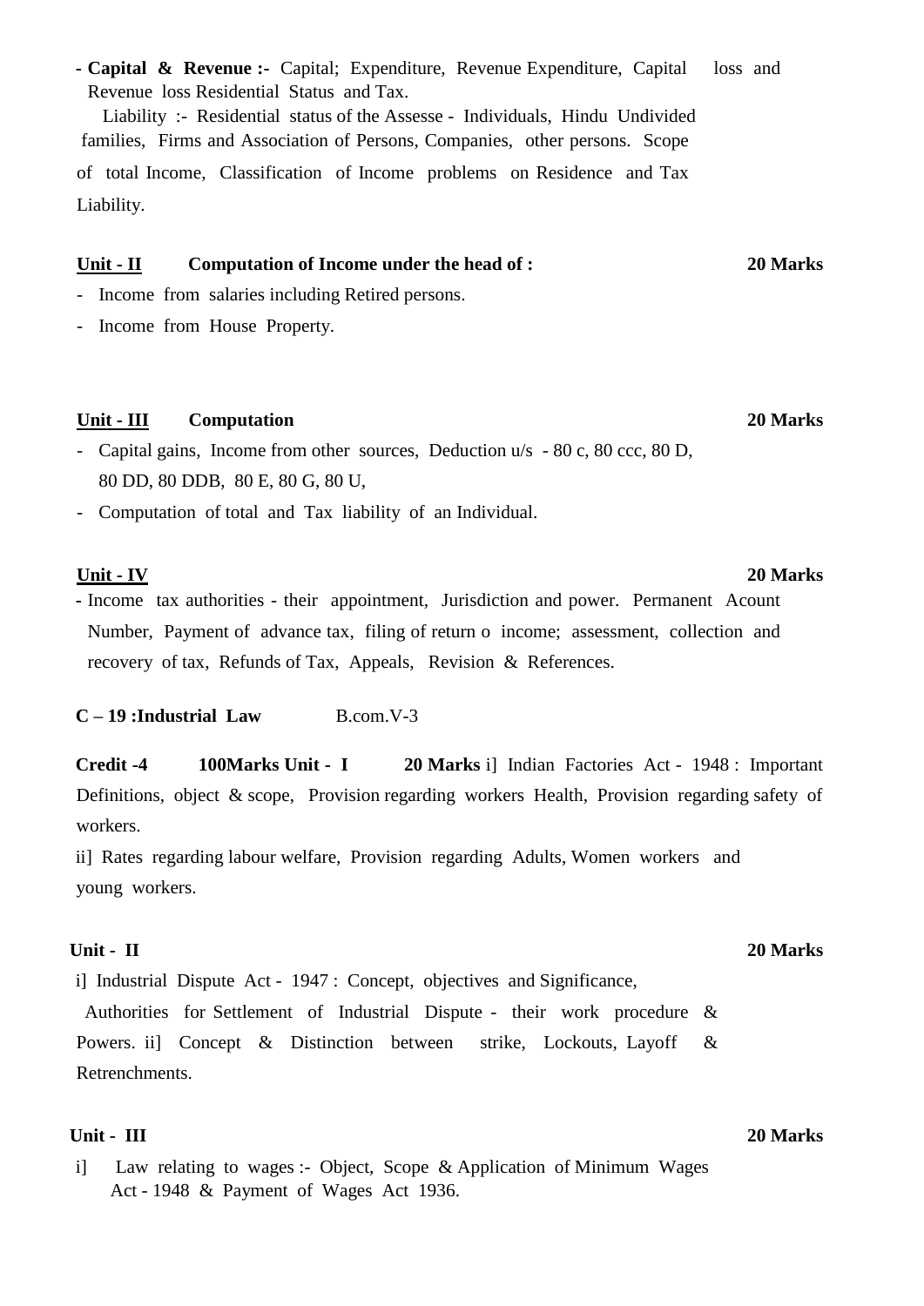- **Capital & Revenue :-** Capital; Expenditure, Revenue Expenditure, Capital loss and Revenue loss Residential Status and Tax.

Liability :- Residential status of the Assesse - Individuals, Hindu Undivided families, Firms and Association of Persons, Companies, other persons. Scope of total Income, Classification of Income problems on Residence and Tax Liability.

**Unit - II** **Computation of Income under the head of :** **20 Marks**

- Income from salaries including Retired persons.
- Income from House Property.

**Unit - III** **Computation** **20 Marks**

- Capital gains, Income from other sources, Deduction u/s - 80 c, 80 ccc, 80 D, 80 DD, 80 DDB, 80 E, 80 G, 80 U,
- Computation of total and Tax liability of an Individual.

**Unit - IV** **20 Marks**

- Income tax authorities - their appointment, Jurisdiction and power. Permanent Acount Number, Payment of advance tax, filing of return o income; assessment, collection and recovery of tax, Refunds of Tax, Appeals, Revision & References.

**C – 19 :Industrial Law** B.com.V-3

**Credit -4** **100Marks** **Unit - I** **20 Marks** i] Indian Factories Act - 1948 : Important Definitions, object & scope, Provision regarding workers Health, Provision regarding safety of workers.

ii] Rates regarding labour welfare, Provision regarding Adults, Women workers and young workers.

**Unit - II** **20 Marks**

i] Industrial Dispute Act - 1947 : Concept, objectives and Significance, Authorities for Settlement of Industrial Dispute - their work procedure & Powers. ii] Concept & Distinction between strike, Lockouts, Layoff & Retrenchments.

**Unit - III** **20 Marks**

i] Law relating to wages :- Object, Scope & Application of Minimum Wages Act - 1948 & Payment of Wages Act 1936.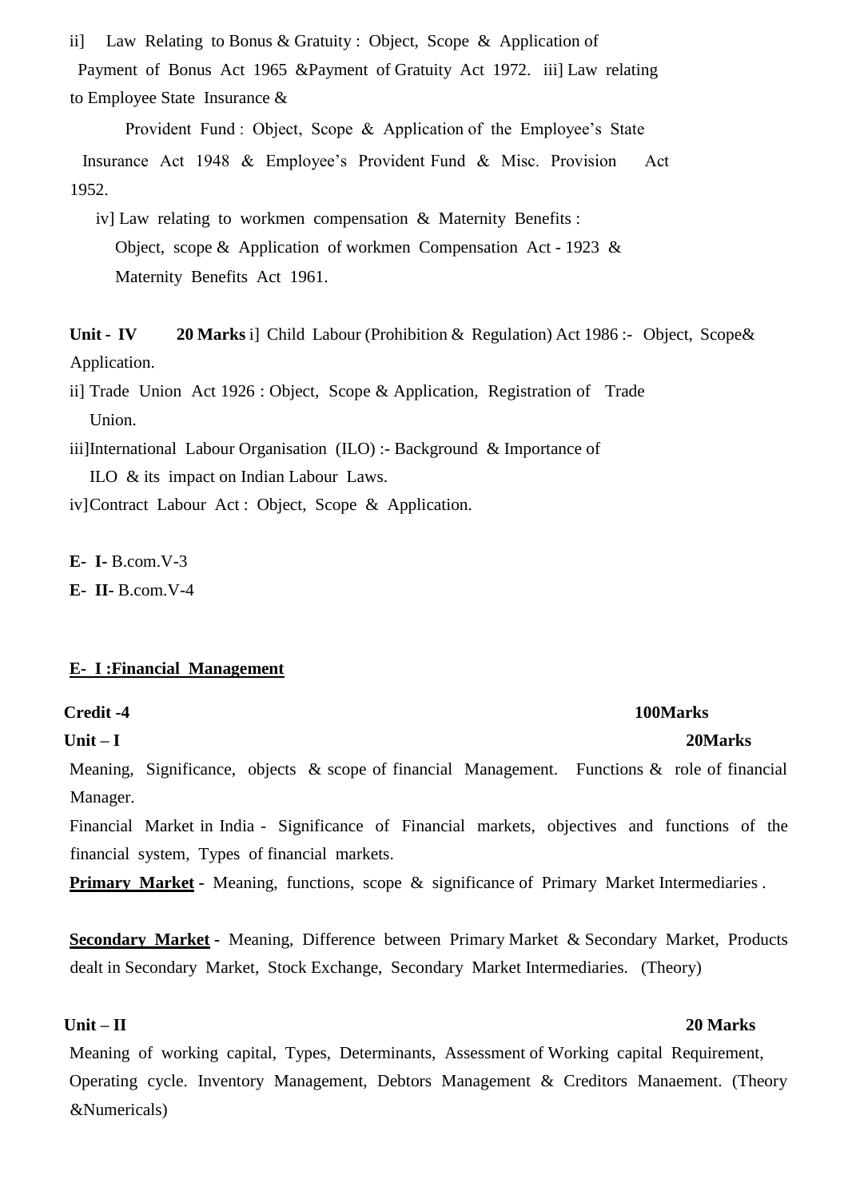ii] Law Relating to Bonus & Gratuity : Object, Scope & Application of Payment of Bonus Act 1965 &Payment of Gratuity Act 1972. iii] Law relating to Employee State Insurance &

Provident Fund : Object, Scope & Application of the Employee's State Insurance Act 1948 & Employee's Provident Fund & Misc. Provision Act 1952.

iv] Law relating to workmen compensation & Maternity Benefits : Object, scope & Application of workmen Compensation Act - 1923 & Maternity Benefits Act 1961.

**Unit - IV** **20 Marks** i] Child Labour (Prohibition & Regulation) Act 1986 :- Object, Scope& Application.

ii] Trade Union Act 1926 : Object, Scope & Application, Registration of Trade Union.

iii]International Labour Organisation (ILO) :- Background & Importance of ILO & its impact on Indian Labour Laws.

iv]Contract Labour Act : Object, Scope & Application.

**E- I-** B.com.V-3

**E- II-** B.com.V-4

## E- I :Financial Management

**Credit -4** **100Marks**

**Unit – I** **20Marks**

Meaning, Significance, objects & scope of financial Management. Functions & role of financial Manager.

Financial Market in India - Significance of Financial markets, objectives and functions of the financial system, Types of financial markets.

**Primary Market** - Meaning, functions, scope & significance of Primary Market Intermediaries .

**Secondary Market** - Meaning, Difference between Primary Market & Secondary Market, Products dealt in Secondary Market, Stock Exchange, Secondary Market Intermediaries. (Theory)

**Unit – II** **20 Marks**

Meaning of working capital, Types, Determinants, Assessment of Working capital Requirement, Operating cycle. Inventory Management, Debtors Management & Creditors Manaement. (Theory &Numericals)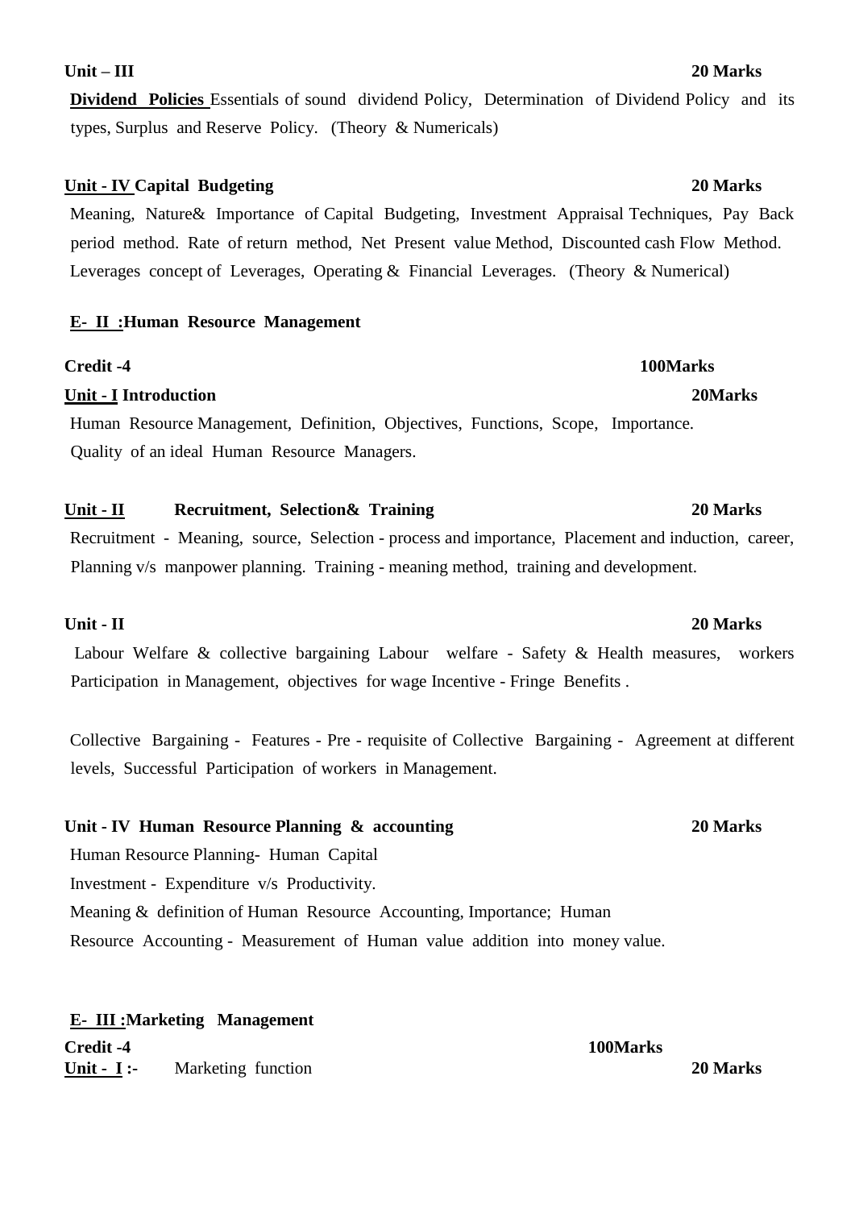**Unit – III** **20 Marks**

**Dividend Policies** Essentials of sound dividend Policy, Determination of Dividend Policy and its types, Surplus and Reserve Policy. (Theory & Numericals)

**Unit - IV Capital Budgeting** **20 Marks**

Meaning, Nature& Importance of Capital Budgeting, Investment Appraisal Techniques, Pay Back period method. Rate of return method, Net Present value Method, Discounted cash Flow Method. Leverages concept of Leverages, Operating & Financial Leverages. (Theory & Numerical)

**E- II :Human Resource Management**

**Credit -4** **100Marks**

**Unit - I Introduction** **20Marks**

Human Resource Management, Definition, Objectives, Functions, Scope, Importance. Quality of an ideal Human Resource Managers.

**Unit - II Recruitment, Selection& Training** **20 Marks**

Recruitment - Meaning, source, Selection - process and importance, Placement and induction, career, Planning v/s manpower planning. Training - meaning method, training and development.

**Unit - II** **20 Marks**

Labour Welfare & collective bargaining Labour welfare - Safety & Health measures, workers Participation in Management, objectives for wage Incentive - Fringe Benefits .

Collective Bargaining - Features - Pre - requisite of Collective Bargaining - Agreement at different levels, Successful Participation of workers in Management.

**Unit - IV Human Resource Planning & accounting** **20 Marks**

Human Resource Planning- Human Capital

Investment - Expenditure v/s Productivity.

Meaning & definition of Human Resource Accounting, Importance; Human

Resource Accounting - Measurement of Human value addition into money value.

**E- III :Marketing Management**

**Credit -4** **100Marks**

**Unit - I :-** Marketing function **20 Marks**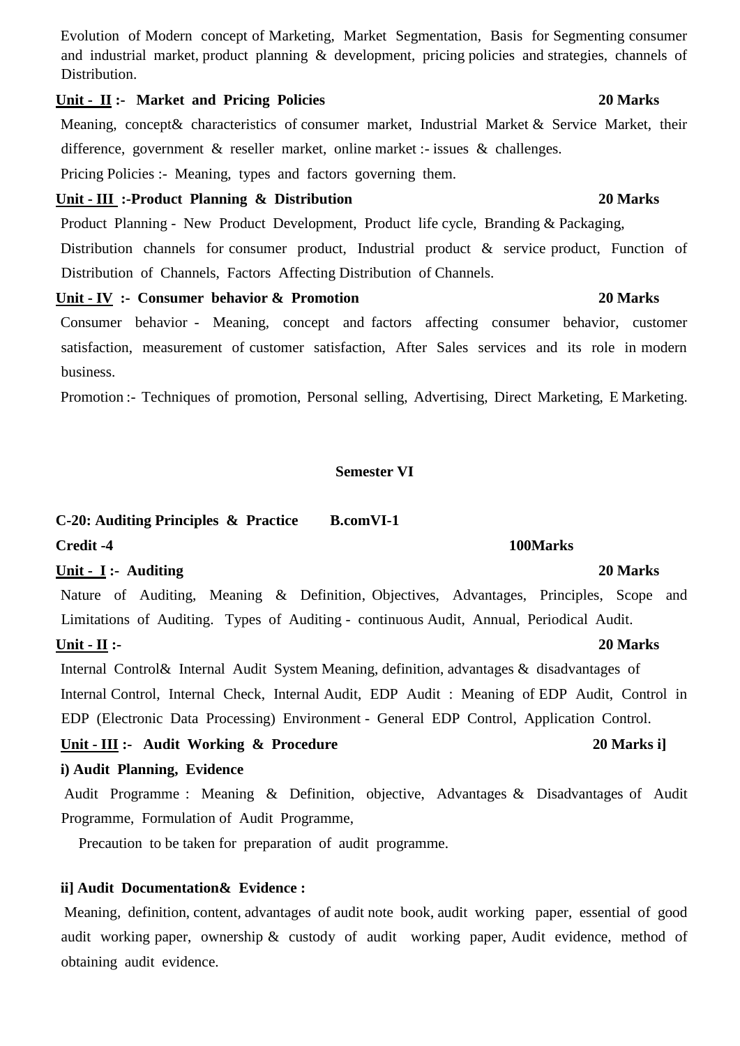Evolution of Modern concept of Marketing, Market Segmentation, Basis for Segmenting consumer and industrial market, product planning & development, pricing policies and strategies, channels of Distribution.

**Unit - II :- Market and Pricing Policies** **20 Marks**

Meaning, concept& characteristics of consumer market, Industrial Market & Service Market, their difference, government & reseller market, online market :- issues & challenges.

Pricing Policies :- Meaning, types and factors governing them.

**Unit - III :-Product Planning & Distribution** **20 Marks**

Product Planning - New Product Development, Product life cycle, Branding & Packaging,

Distribution channels for consumer product, Industrial product & service product, Function of Distribution of Channels, Factors Affecting Distribution of Channels.

**Unit - IV :- Consumer behavior & Promotion** **20 Marks**

Consumer behavior - Meaning, concept and factors affecting consumer behavior, customer satisfaction, measurement of customer satisfaction, After Sales services and its role in modern business.

Promotion :- Techniques of promotion, Personal selling, Advertising, Direct Marketing, E Marketing.

## Semester VI

**C-20: Auditing Principles & Practice B.comVI-1**

**Credit -4** **100Marks**

**Unit - I :- Auditing** **20 Marks**

Nature of Auditing, Meaning & Definition, Objectives, Advantages, Principles, Scope and Limitations of Auditing. Types of Auditing - continuous Audit, Annual, Periodical Audit.

**Unit - II :-** **20 Marks**

Internal Control& Internal Audit System Meaning, definition, advantages & disadvantages of Internal Control, Internal Check, Internal Audit, EDP Audit : Meaning of EDP Audit, Control in EDP (Electronic Data Processing) Environment - General EDP Control, Application Control.

**Unit - III :- Audit Working & Procedure** **20 Marks i]**

**i) Audit Planning, Evidence**

Audit Programme : Meaning & Definition, objective, Advantages & Disadvantages of Audit Programme, Formulation of Audit Programme,

Precaution to be taken for preparation of audit programme.

**ii] Audit Documentation& Evidence :**

Meaning, definition, content, advantages of audit note book, audit working paper, essential of good audit working paper, ownership & custody of audit working paper, Audit evidence, method of obtaining audit evidence.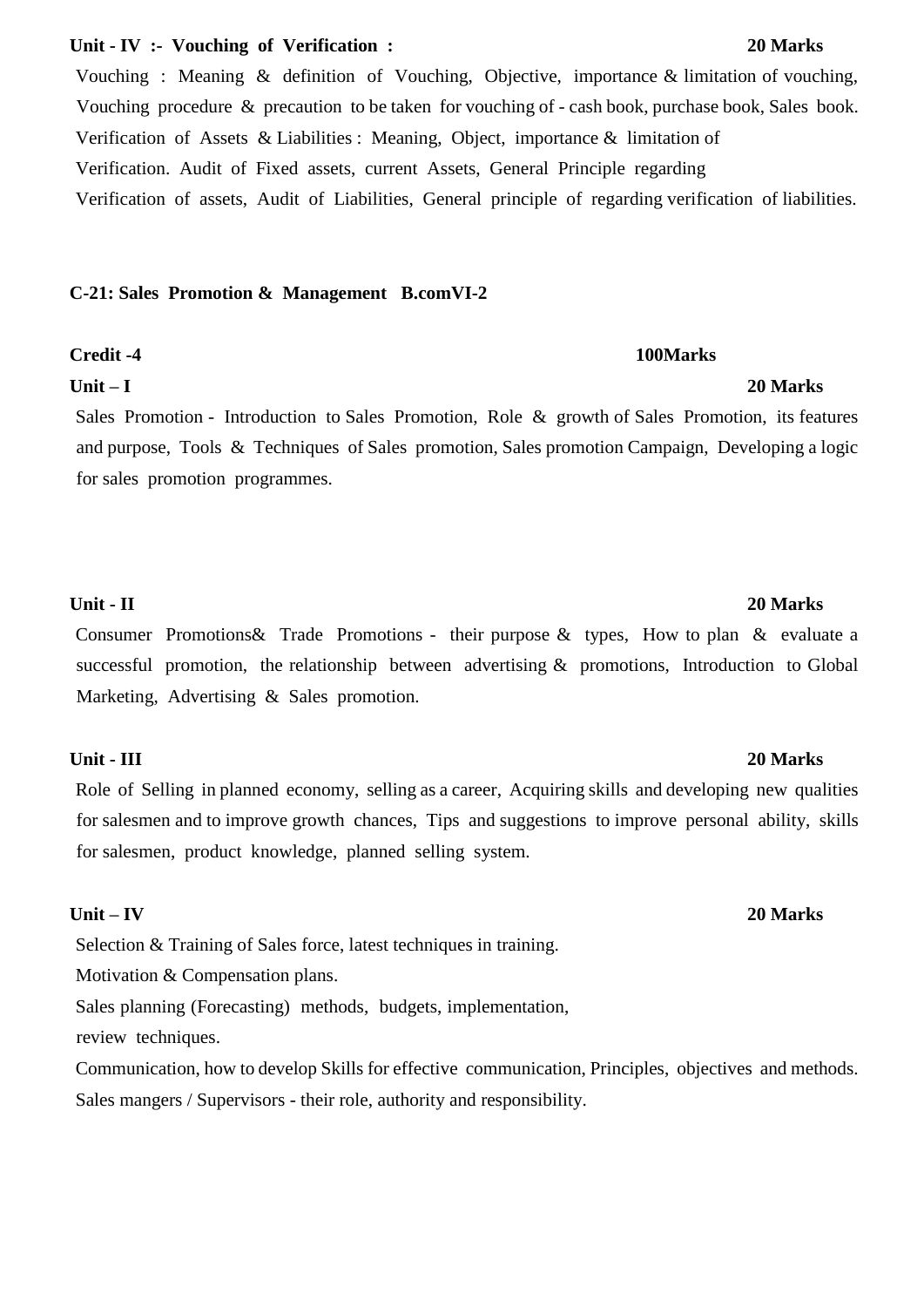**Unit - IV :- Vouching of Verification : 20 Marks**

Vouching : Meaning & definition of Vouching, Objective, importance & limitation of vouching, Vouching procedure & precaution to be taken for vouching of - cash book, purchase book, Sales book. Verification of Assets & Liabilities : Meaning, Object, importance & limitation of Verification. Audit of Fixed assets, current Assets, General Principle regarding Verification of assets, Audit of Liabilities, General principle of regarding verification of liabilities.

## C-21: Sales Promotion & Management B.comVI-2

**Credit -4 100Marks**

**Unit – I 20 Marks**

Sales Promotion - Introduction to Sales Promotion, Role & growth of Sales Promotion, its features and purpose, Tools & Techniques of Sales promotion, Sales promotion Campaign, Developing a logic for sales promotion programmes.

**Unit - II 20 Marks**

Consumer Promotions& Trade Promotions - their purpose & types, How to plan & evaluate a successful promotion, the relationship between advertising & promotions, Introduction to Global Marketing, Advertising & Sales promotion.

**Unit - III 20 Marks**

Role of Selling in planned economy, selling as a career, Acquiring skills and developing new qualities for salesmen and to improve growth chances, Tips and suggestions to improve personal ability, skills for salesmen, product knowledge, planned selling system.

**Unit – IV 20 Marks**

Selection & Training of Sales force, latest techniques in training.
Motivation & Compensation plans.
Sales planning (Forecasting) methods, budgets, implementation, review techniques.
Communication, how to develop Skills for effective communication, Principles, objectives and methods.
Sales mangers / Supervisors - their role, authority and responsibility.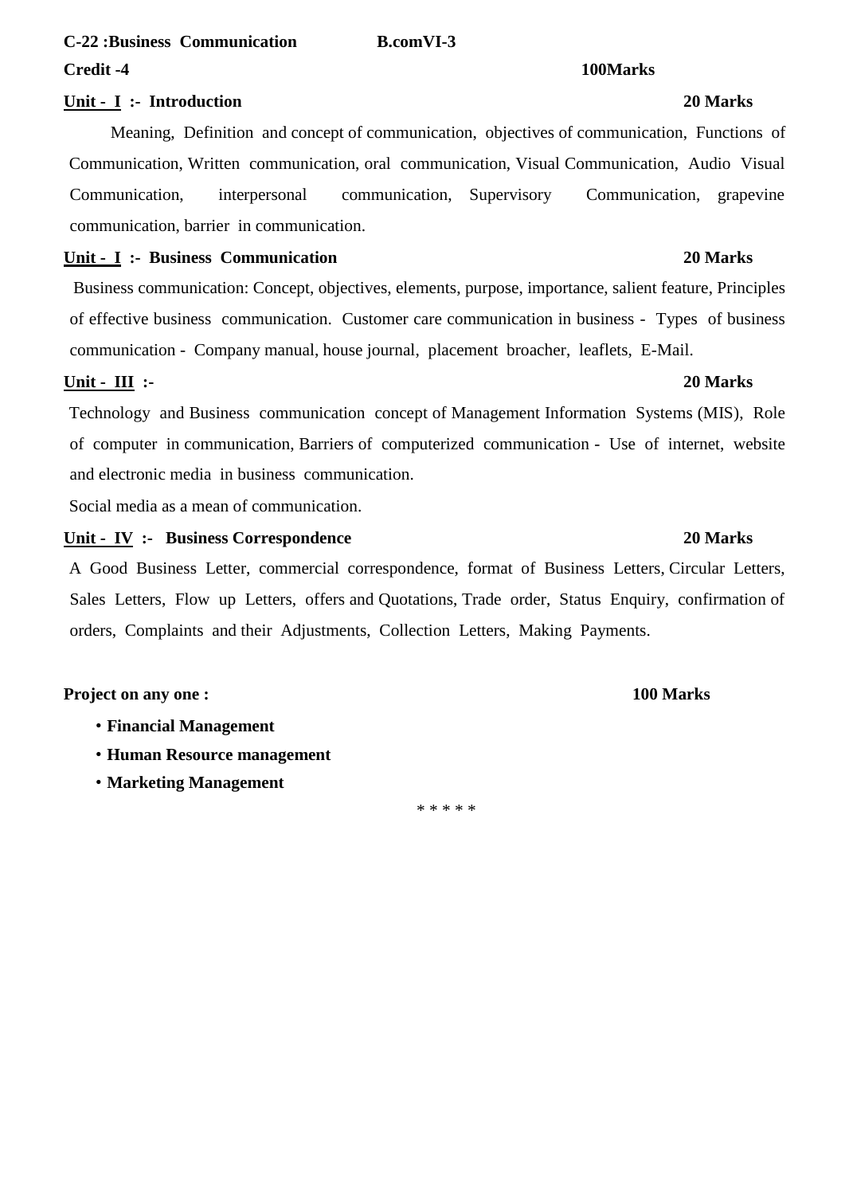**C-22 :Business Communication B.comVI-3**

**Credit -4 100Marks**

**<u>Unit - I</u> :- Introduction 20 Marks**

Meaning, Definition and concept of communication, objectives of communication, Functions of Communication, Written communication, oral communication, Visual Communication, Audio Visual Communication, interpersonal communication, Supervisory Communication, grapevine communication, barrier in communication.

**<u>Unit - I</u> :- Business Communication 20 Marks**

Business communication: Concept, objectives, elements, purpose, importance, salient feature, Principles of effective business communication. Customer care communication in business - Types of business communication - Company manual, house journal, placement broacher, leaflets, E-Mail.

**<u>Unit - III</u> :- 20 Marks**

Technology and Business communication concept of Management Information Systems (MIS), Role of computer in communication, Barriers of computerized communication - Use of internet, website and electronic media in business communication.

Social media as a mean of communication.

**<u>Unit - IV</u> :- Business Correspondence 20 Marks**

A Good Business Letter, commercial correspondence, format of Business Letters, Circular Letters, Sales Letters, Flow up Letters, offers and Quotations, Trade order, Status Enquiry, confirmation of orders, Complaints and their Adjustments, Collection Letters, Making Payments.

**Project on any one : 100 Marks**

- **Financial Management**
- **Human Resource management**
- **Marketing Management**

* * * * *